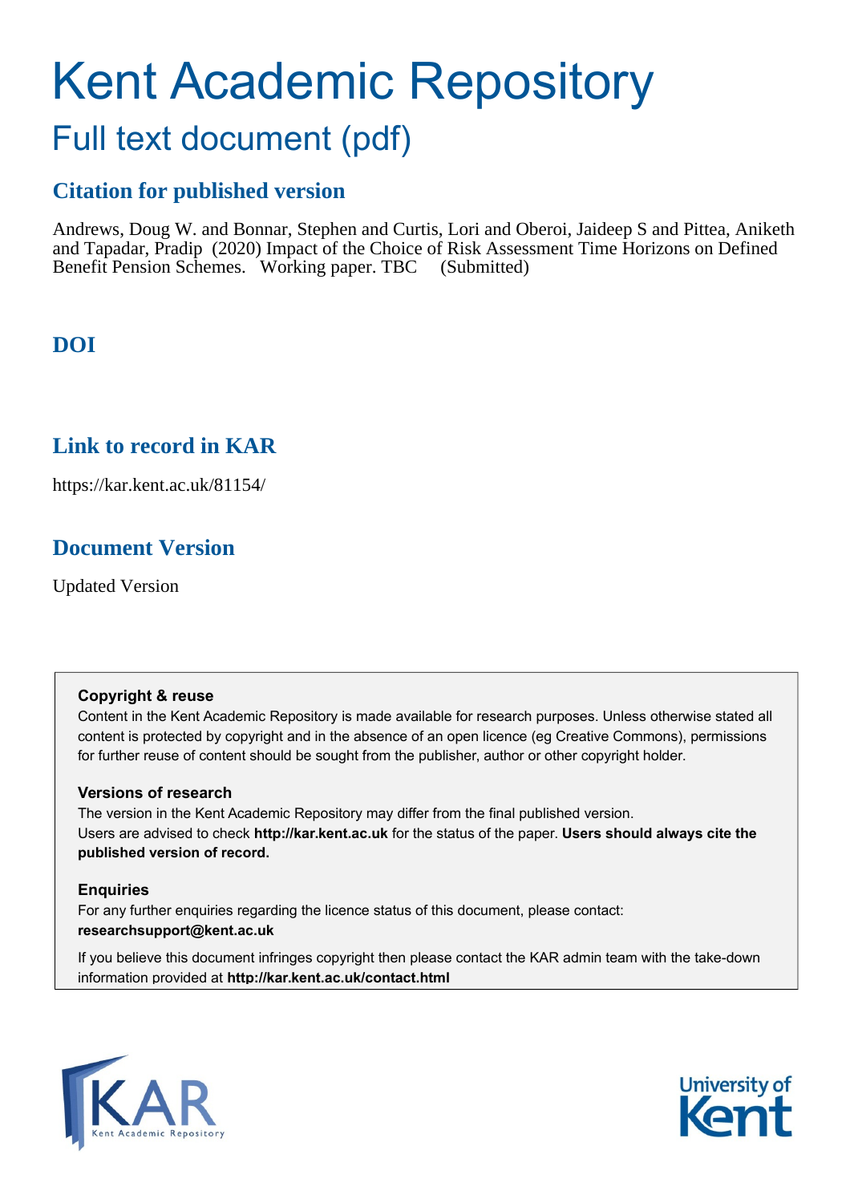# Kent Academic Repository

## Full text document (pdf)

### Citation for published version

Andrews, Doug W. and Bonnar, Stephen and Curtis, Lori and Oberoi, Jaideep S and Pittea, Aniketh and Tapadar, Pradip (2020) Impact of the Choice of Risk Assessment Time Horizons on Defined Benefit Pension Schemes. Working paper. TBC (Submitted)

### DOI

### Link to record in KAR

https://kar.kent.ac.uk/81154/

### Document Version

Updated Version

**Copyright & reuse**

Content in the Kent Academic Repository is made available for research purposes. Unless otherwise stated all content is protected by copyright and in the absence of an open licence (eg Creative Commons), permissions for further reuse of content should be sought from the publisher, author or other copyright holder.

**Versions of research**

The version in the Kent Academic Repository may differ from the final published version. Users are advised to check **http://kar.kent.ac.uk** for the status of the paper. **Users should always cite the published version of record.**

**Enquiries**

For any further enquiries regarding the licence status of this document, please contact: **researchsupport@kent.ac.uk**

If you believe this document infringes copyright then please contact the KAR admin team with the take-down information provided at **http://kar.kent.ac.uk/contact.html**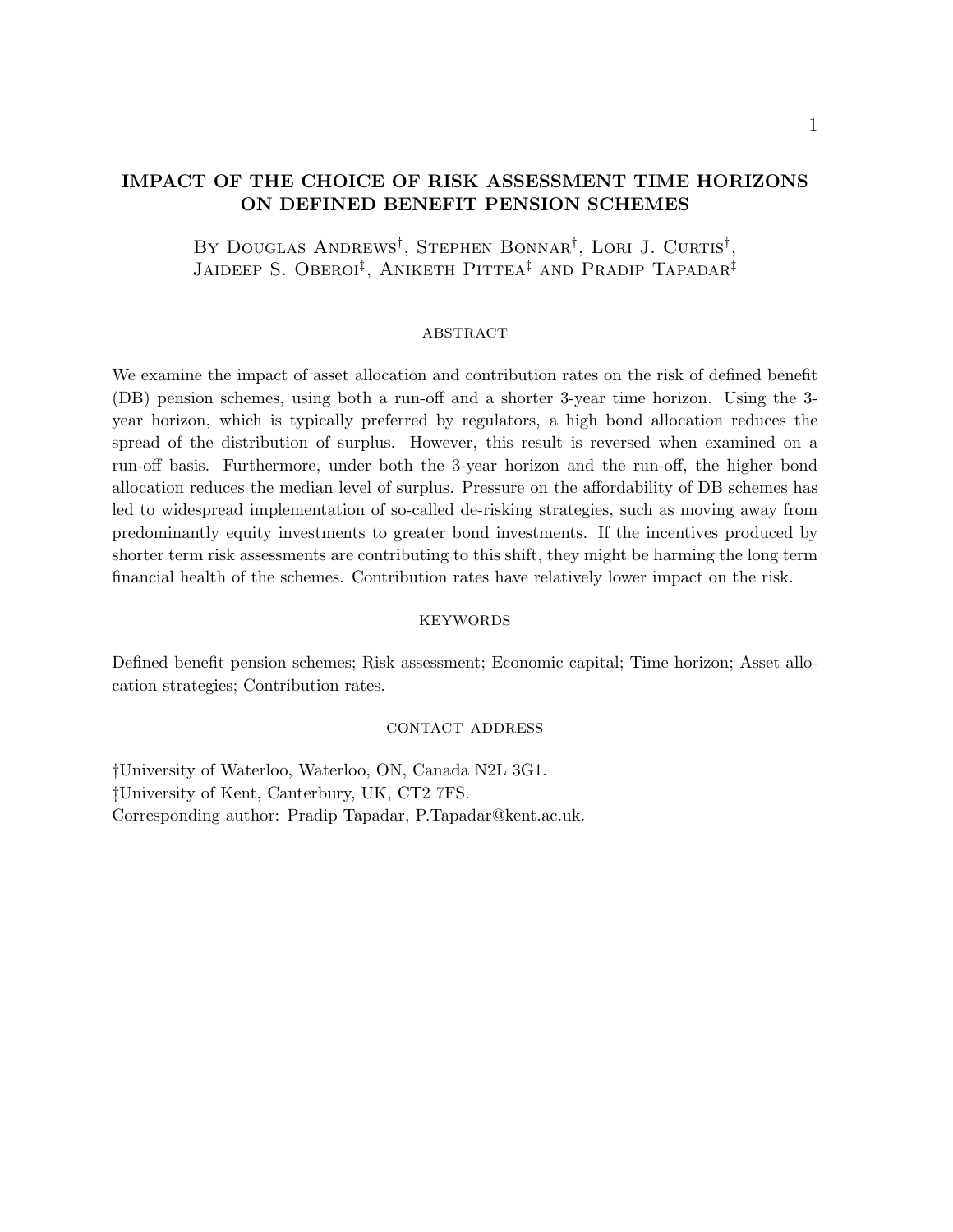# IMPACT OF THE CHOICE OF RISK ASSESSMENT TIME HORIZONS ON DEFINED BENEFIT PENSION SCHEMES

By Douglas Andrews†, Stephen Bonnar†, Lori J. Curtis†, Jaideep S. Oberoi‡, Aniketh Pittea‡ and Pradip Tapadar‡

### ABSTRACT

We examine the impact of asset allocation and contribution rates on the risk of defined benefit (DB) pension schemes, using both a run-off and a shorter 3-year time horizon. Using the 3-year horizon, which is typically preferred by regulators, a high bond allocation reduces the spread of the distribution of surplus. However, this result is reversed when examined on a run-off basis. Furthermore, under both the 3-year horizon and the run-off, the higher bond allocation reduces the median level of surplus. Pressure on the affordability of DB schemes has led to widespread implementation of so-called de-risking strategies, such as moving away from predominantly equity investments to greater bond investments. If the incentives produced by shorter term risk assessments are contributing to this shift, they might be harming the long term financial health of the schemes. Contribution rates have relatively lower impact on the risk.

### KEYWORDS

Defined benefit pension schemes; Risk assessment; Economic capital; Time horizon; Asset allocation strategies; Contribution rates.

### CONTACT ADDRESS

†University of Waterloo, Waterloo, ON, Canada N2L 3G1.
‡University of Kent, Canterbury, UK, CT2 7FS.
Corresponding author: Pradip Tapadar, P.Tapadar@kent.ac.uk.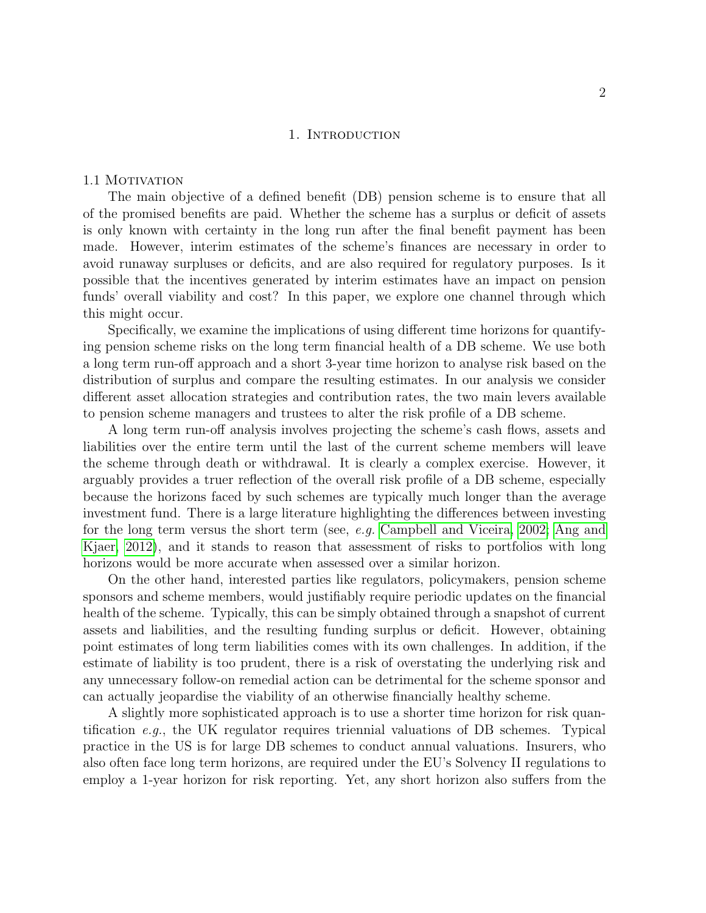# 1. Introduction

## 1.1 Motivation

The main objective of a defined benefit (DB) pension scheme is to ensure that all of the promised benefits are paid. Whether the scheme has a surplus or deficit of assets is only known with certainty in the long run after the final benefit payment has been made. However, interim estimates of the scheme's finances are necessary in order to avoid runaway surpluses or deficits, and are also required for regulatory purposes. Is it possible that the incentives generated by interim estimates have an impact on pension funds' overall viability and cost? In this paper, we explore one channel through which this might occur.

Specifically, we examine the implications of using different time horizons for quantifying pension scheme risks on the long term financial health of a DB scheme. We use both a long term run-off approach and a short 3-year time horizon to analyse risk based on the distribution of surplus and compare the resulting estimates. In our analysis we consider different asset allocation strategies and contribution rates, the two main levers available to pension scheme managers and trustees to alter the risk profile of a DB scheme.

A long term run-off analysis involves projecting the scheme's cash flows, assets and liabilities over the entire term until the last of the current scheme members will leave the scheme through death or withdrawal. It is clearly a complex exercise. However, it arguably provides a truer reflection of the overall risk profile of a DB scheme, especially because the horizons faced by such schemes are typically much longer than the average investment fund. There is a large literature highlighting the differences between investing for the long term versus the short term (see, *e.g.* Campbell and Viceira, 2002; Ang and Kjaer, 2012), and it stands to reason that assessment of risks to portfolios with long horizons would be more accurate when assessed over a similar horizon.

On the other hand, interested parties like regulators, policymakers, pension scheme sponsors and scheme members, would justifiably require periodic updates on the financial health of the scheme. Typically, this can be simply obtained through a snapshot of current assets and liabilities, and the resulting funding surplus or deficit. However, obtaining point estimates of long term liabilities comes with its own challenges. In addition, if the estimate of liability is too prudent, there is a risk of overstating the underlying risk and any unnecessary follow-on remedial action can be detrimental for the scheme sponsor and can actually jeopardise the viability of an otherwise financially healthy scheme.

A slightly more sophisticated approach is to use a shorter time horizon for risk quantification *e.g.*, the UK regulator requires triennial valuations of DB schemes. Typical practice in the US is for large DB schemes to conduct annual valuations. Insurers, who also often face long term horizons, are required under the EU's Solvency II regulations to employ a 1-year horizon for risk reporting. Yet, any short horizon also suffers from the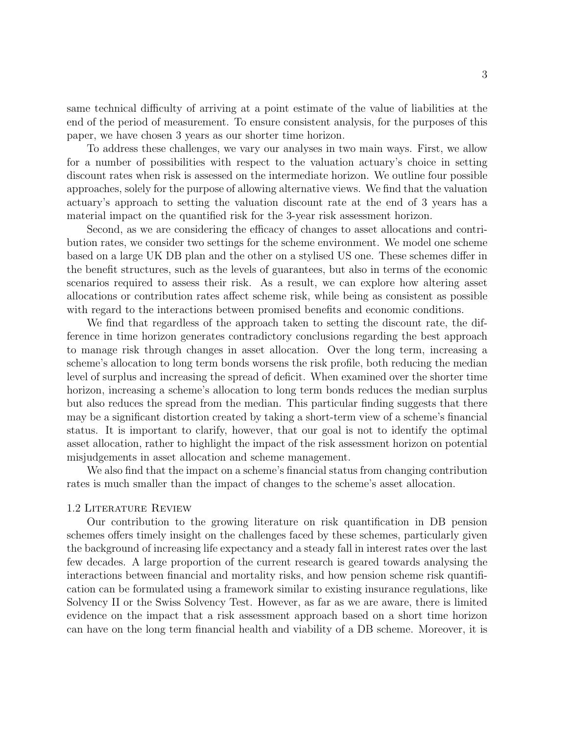same technical difficulty of arriving at a point estimate of the value of liabilities at the end of the period of measurement. To ensure consistent analysis, for the purposes of this paper, we have chosen 3 years as our shorter time horizon.

To address these challenges, we vary our analyses in two main ways. First, we allow for a number of possibilities with respect to the valuation actuary's choice in setting discount rates when risk is assessed on the intermediate horizon. We outline four possible approaches, solely for the purpose of allowing alternative views. We find that the valuation actuary's approach to setting the valuation discount rate at the end of 3 years has a material impact on the quantified risk for the 3-year risk assessment horizon.

Second, as we are considering the efficacy of changes to asset allocations and contribution rates, we consider two settings for the scheme environment. We model one scheme based on a large UK DB plan and the other on a stylised US one. These schemes differ in the benefit structures, such as the levels of guarantees, but also in terms of the economic scenarios required to assess their risk. As a result, we can explore how altering asset allocations or contribution rates affect scheme risk, while being as consistent as possible with regard to the interactions between promised benefits and economic conditions.

We find that regardless of the approach taken to setting the discount rate, the difference in time horizon generates contradictory conclusions regarding the best approach to manage risk through changes in asset allocation. Over the long term, increasing a scheme's allocation to long term bonds worsens the risk profile, both reducing the median level of surplus and increasing the spread of deficit. When examined over the shorter time horizon, increasing a scheme's allocation to long term bonds reduces the median surplus but also reduces the spread from the median. This particular finding suggests that there may be a significant distortion created by taking a short-term view of a scheme's financial status. It is important to clarify, however, that our goal is not to identify the optimal asset allocation, rather to highlight the impact of the risk assessment horizon on potential misjudgements in asset allocation and scheme management.

We also find that the impact on a scheme's financial status from changing contribution rates is much smaller than the impact of changes to the scheme's asset allocation.

### 1.2 Literature Review

Our contribution to the growing literature on risk quantification in DB pension schemes offers timely insight on the challenges faced by these schemes, particularly given the background of increasing life expectancy and a steady fall in interest rates over the last few decades. A large proportion of the current research is geared towards analysing the interactions between financial and mortality risks, and how pension scheme risk quantification can be formulated using a framework similar to existing insurance regulations, like Solvency II or the Swiss Solvency Test. However, as far as we are aware, there is limited evidence on the impact that a risk assessment approach based on a short time horizon can have on the long term financial health and viability of a DB scheme. Moreover, it is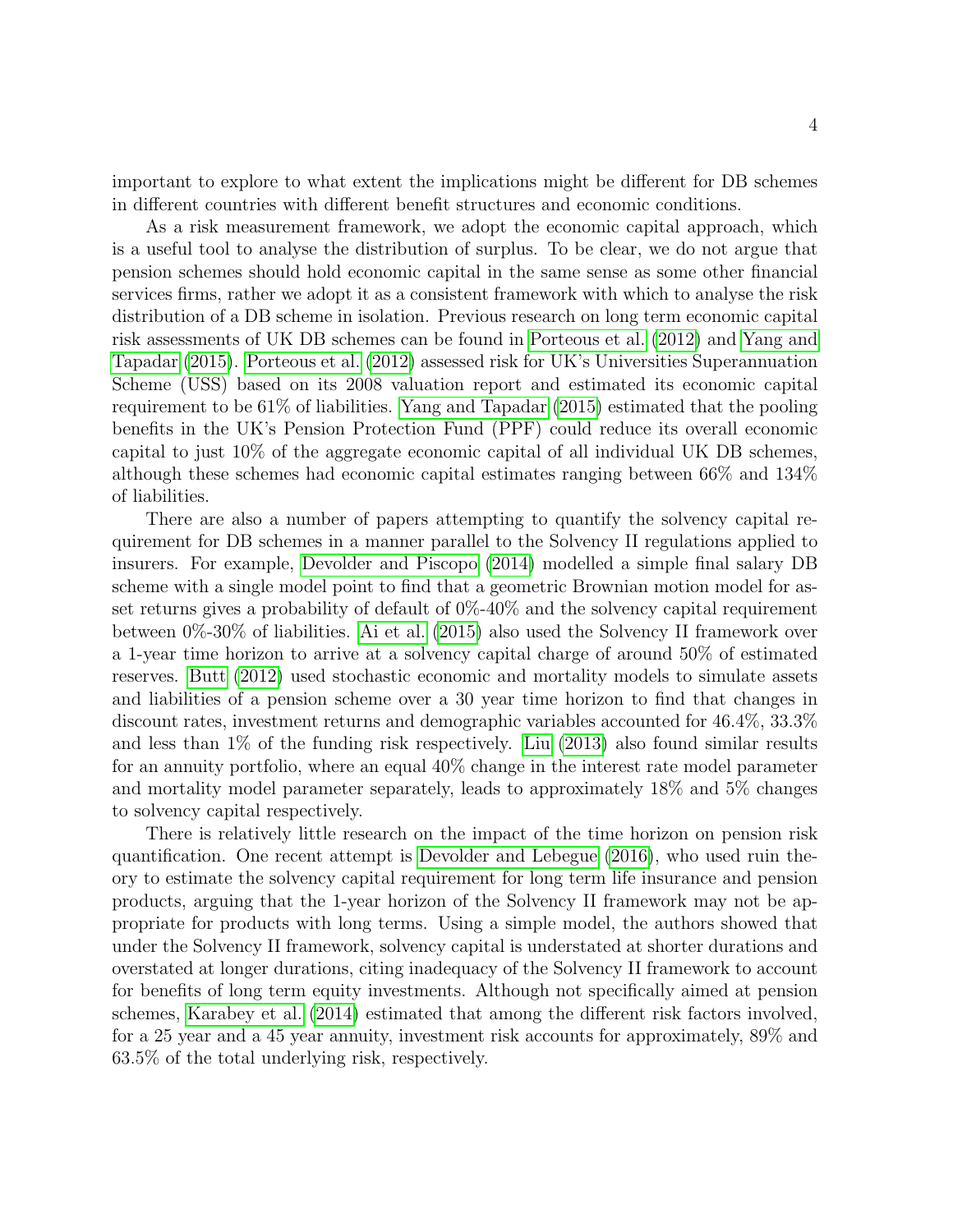important to explore to what extent the implications might be different for DB schemes in different countries with different benefit structures and economic conditions.

As a risk measurement framework, we adopt the economic capital approach, which is a useful tool to analyse the distribution of surplus. To be clear, we do not argue that pension schemes should hold economic capital in the same sense as some other financial services firms, rather we adopt it as a consistent framework with which to analyse the risk distribution of a DB scheme in isolation. Previous research on long term economic capital risk assessments of UK DB schemes can be found in Porteous et al. (2012) and Yang and Tapadar (2015). Porteous et al. (2012) assessed risk for UK's Universities Superannuation Scheme (USS) based on its 2008 valuation report and estimated its economic capital requirement to be 61% of liabilities. Yang and Tapadar (2015) estimated that the pooling benefits in the UK's Pension Protection Fund (PPF) could reduce its overall economic capital to just 10% of the aggregate economic capital of all individual UK DB schemes, although these schemes had economic capital estimates ranging between 66% and 134% of liabilities.

There are also a number of papers attempting to quantify the solvency capital requirement for DB schemes in a manner parallel to the Solvency II regulations applied to insurers. For example, Devolder and Piscopo (2014) modelled a simple final salary DB scheme with a single model point to find that a geometric Brownian motion model for asset returns gives a probability of default of 0%-40% and the solvency capital requirement between 0%-30% of liabilities. Ai et al. (2015) also used the Solvency II framework over a 1-year time horizon to arrive at a solvency capital charge of around 50% of estimated reserves. Butt (2012) used stochastic economic and mortality models to simulate assets and liabilities of a pension scheme over a 30 year time horizon to find that changes in discount rates, investment returns and demographic variables accounted for 46.4%, 33.3% and less than 1% of the funding risk respectively. Liu (2013) also found similar results for an annuity portfolio, where an equal 40% change in the interest rate model parameter and mortality model parameter separately, leads to approximately 18% and 5% changes to solvency capital respectively.

There is relatively little research on the impact of the time horizon on pension risk quantification. One recent attempt is Devolder and Lebegue (2016), who used ruin theory to estimate the solvency capital requirement for long term life insurance and pension products, arguing that the 1-year horizon of the Solvency II framework may not be appropriate for products with long terms. Using a simple model, the authors showed that under the Solvency II framework, solvency capital is understated at shorter durations and overstated at longer durations, citing inadequacy of the Solvency II framework to account for benefits of long term equity investments. Although not specifically aimed at pension schemes, Karabey et al. (2014) estimated that among the different risk factors involved, for a 25 year and a 45 year annuity, investment risk accounts for approximately, 89% and 63.5% of the total underlying risk, respectively.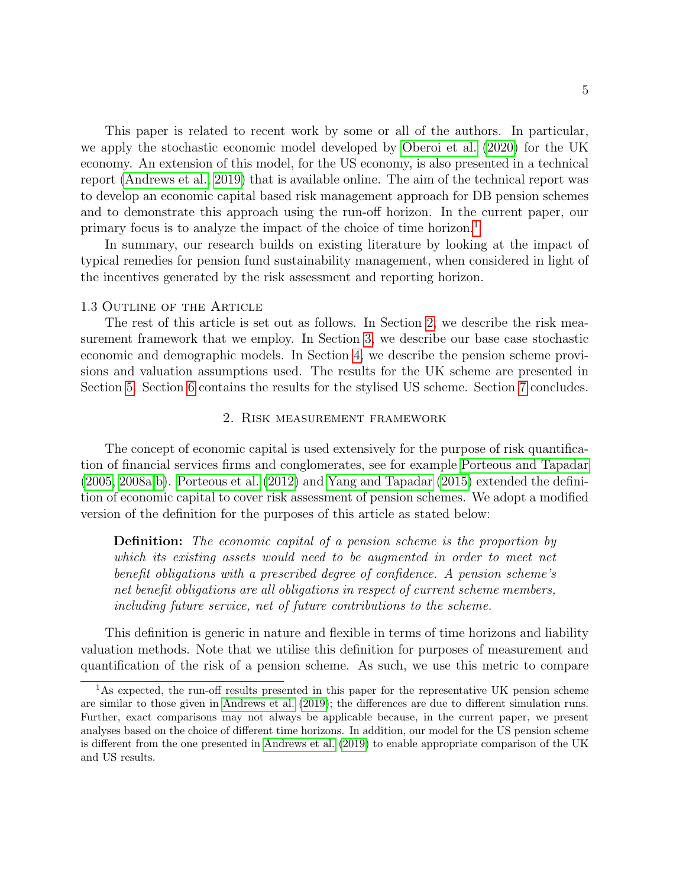This paper is related to recent work by some or all of the authors. In particular, we apply the stochastic economic model developed by Oberoi et al. (2020) for the UK economy. An extension of this model, for the US economy, is also presented in a technical report (Andrews et al., 2019) that is available online. The aim of the technical report was to develop an economic capital based risk management approach for DB pension schemes and to demonstrate this approach using the run-off horizon. In the current paper, our primary focus is to analyze the impact of the choice of time horizon.[1]

In summary, our research builds on existing literature by looking at the impact of typical remedies for pension fund sustainability management, when considered in light of the incentives generated by the risk assessment and reporting horizon.

### 1.3 Outline of the Article

The rest of this article is set out as follows. In Section 2, we describe the risk measurement framework that we employ. In Section 3, we describe our base case stochastic economic and demographic models. In Section 4, we describe the pension scheme provisions and valuation assumptions used. The results for the UK scheme are presented in Section 5. Section 6 contains the results for the stylised US scheme. Section 7 concludes.

## 2. Risk measurement framework

The concept of economic capital is used extensively for the purpose of risk quantification of financial services firms and conglomerates, see for example Porteous and Tapadar (2005, 2008a,b). Porteous et al. (2012) and Yang and Tapadar (2015) extended the definition of economic capital to cover risk assessment of pension schemes. We adopt a modified version of the definition for the purposes of this article as stated below:

> **Definition:** *The economic capital of a pension scheme is the proportion by which its existing assets would need to be augmented in order to meet net benefit obligations with a prescribed degree of confidence. A pension scheme's net benefit obligations are all obligations in respect of current scheme members, including future service, net of future contributions to the scheme.*

This definition is generic in nature and flexible in terms of time horizons and liability valuation methods. Note that we utilise this definition for purposes of measurement and quantification of the risk of a pension scheme. As such, we use this metric to compare

[1] As expected, the run-off results presented in this paper for the representative UK pension scheme are similar to those given in Andrews et al. (2019); the differences are due to different simulation runs. Further, exact comparisons may not always be applicable because, in the current paper, we present analyses based on the choice of different time horizons. In addition, our model for the US pension scheme is different from the one presented in Andrews et al. (2019) to enable appropriate comparison of the UK and US results.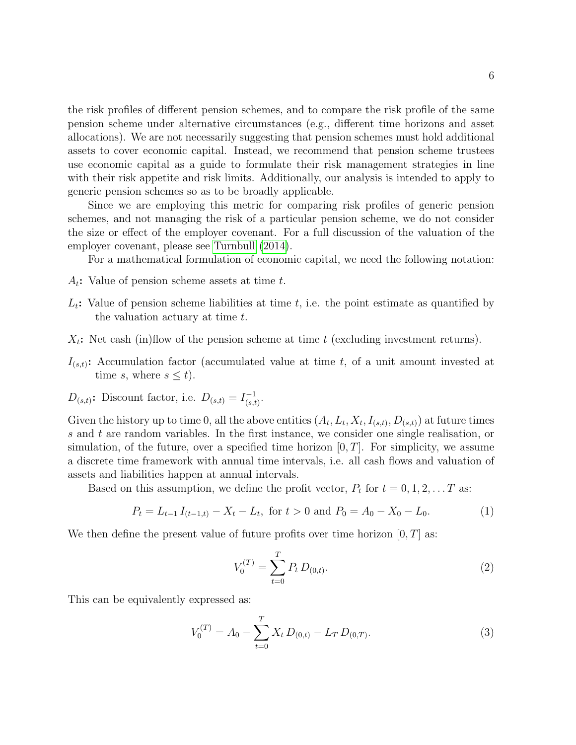the risk profiles of different pension schemes, and to compare the risk profile of the same pension scheme under alternative circumstances (e.g., different time horizons and asset allocations). We are not necessarily suggesting that pension schemes must hold additional assets to cover economic capital. Instead, we recommend that pension scheme trustees use economic capital as a guide to formulate their risk management strategies in line with their risk appetite and risk limits. Additionally, our analysis is intended to apply to generic pension schemes so as to be broadly applicable.

Since we are employing this metric for comparing risk profiles of generic pension schemes, and not managing the risk of a particular pension scheme, we do not consider the size or effect of the employer covenant. For a full discussion of the valuation of the employer covenant, please see Turnbull (2014).

For a mathematical formulation of economic capital, we need the following notation:

**$A_t$:** Value of pension scheme assets at time $t$.

**$L_t$:** Value of pension scheme liabilities at time $t$, i.e. the point estimate as quantified by the valuation actuary at time $t$.

**$X_t$:** Net cash (in)flow of the pension scheme at time $t$ (excluding investment returns).

**$I_{(s,t)}$:** Accumulation factor (accumulated value at time $t$, of a unit amount invested at time $s$, where $s \leq t$).

**$D_{(s,t)}$:** Discount factor, i.e. $D_{(s,t)} = I_{(s,t)}^{-1}$.

Given the history up to time 0, all the above entities ($A_t, L_t, X_t, I_{(s,t)}, D_{(s,t)}$) at future times $s$ and $t$ are random variables. In the first instance, we consider one single realisation, or simulation, of the future, over a specified time horizon $[0, T]$. For simplicity, we assume a discrete time framework with annual time intervals, i.e. all cash flows and valuation of assets and liabilities happen at annual intervals.

Based on this assumption, we define the profit vector, $P_t$ for $t = 0, 1, 2, \ldots T$ as:

$$P_t = L_{t-1}\, I_{(t-1,t)} - X_t - L_t, \text{ for } t > 0 \text{ and } P_0 = A_0 - X_0 - L_0. \tag{1}$$

We then define the present value of future profits over time horizon $[0, T]$ as:

$$V_0^{(T)} = \sum_{t=0}^{T} P_t\, D_{(0,t)}. \tag{2}$$

This can be equivalently expressed as:

$$V_0^{(T)} = A_0 - \sum_{t=0}^{T} X_t\, D_{(0,t)} - L_T\, D_{(0,T)}. \tag{3}$$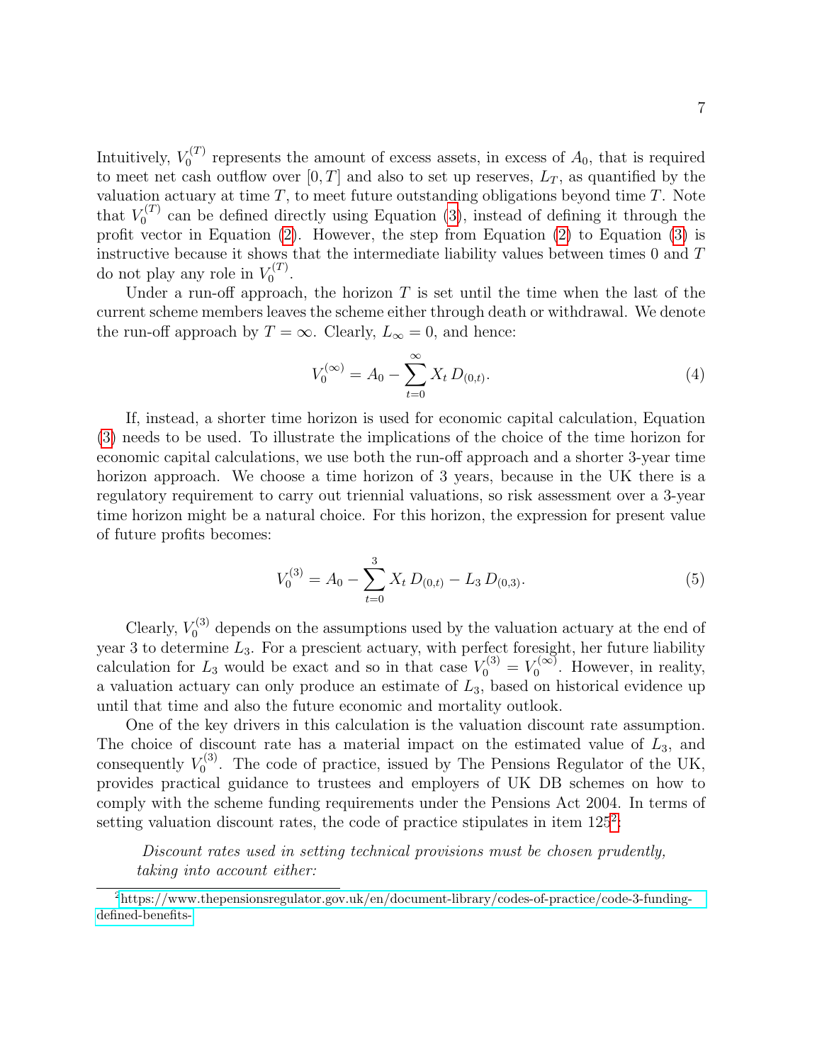Intuitively, $V_0^{(T)}$ represents the amount of excess assets, in excess of $A_0$, that is required to meet net cash outflow over $[0, T]$ and also to set up reserves, $L_T$, as quantified by the valuation actuary at time $T$, to meet future outstanding obligations beyond time $T$. Note that $V_0^{(T)}$ can be defined directly using Equation (3), instead of defining it through the profit vector in Equation (2). However, the step from Equation (2) to Equation (3) is instructive because it shows that the intermediate liability values between times 0 and $T$ do not play any role in $V_0^{(T)}$.

Under a run-off approach, the horizon $T$ is set until the time when the last of the current scheme members leaves the scheme either through death or withdrawal. We denote the run-off approach by $T = \infty$. Clearly, $L_\infty = 0$, and hence:

$$V_0^{(\infty)} = A_0 - \sum_{t=0}^{\infty} X_t \, D_{(0,t)}. \tag{4}$$

If, instead, a shorter time horizon is used for economic capital calculation, Equation (3) needs to be used. To illustrate the implications of the choice of the time horizon for economic capital calculations, we use both the run-off approach and a shorter 3-year time horizon approach. We choose a time horizon of 3 years, because in the UK there is a regulatory requirement to carry out triennial valuations, so risk assessment over a 3-year time horizon might be a natural choice. For this horizon, the expression for present value of future profits becomes:

$$V_0^{(3)} = A_0 - \sum_{t=0}^{3} X_t \, D_{(0,t)} - L_3 \, D_{(0,3)}. \tag{5}$$

Clearly, $V_0^{(3)}$ depends on the assumptions used by the valuation actuary at the end of year 3 to determine $L_3$. For a prescient actuary, with perfect foresight, her future liability calculation for $L_3$ would be exact and so in that case $V_0^{(3)} = V_0^{(\infty)}$. However, in reality, a valuation actuary can only produce an estimate of $L_3$, based on historical evidence up until that time and also the future economic and mortality outlook.

One of the key drivers in this calculation is the valuation discount rate assumption. The choice of discount rate has a material impact on the estimated value of $L_3$, and consequently $V_0^{(3)}$. The code of practice, issued by The Pensions Regulator of the UK, provides practical guidance to trustees and employers of UK DB schemes on how to comply with the scheme funding requirements under the Pensions Act 2004. In terms of setting valuation discount rates, the code of practice stipulates in item 125[2]:

> *Discount rates used in setting technical provisions must be chosen prudently, taking into account either:*

[2] https://www.thepensionsregulator.gov.uk/en/document-library/codes-of-practice/code-3-funding-defined-benefits-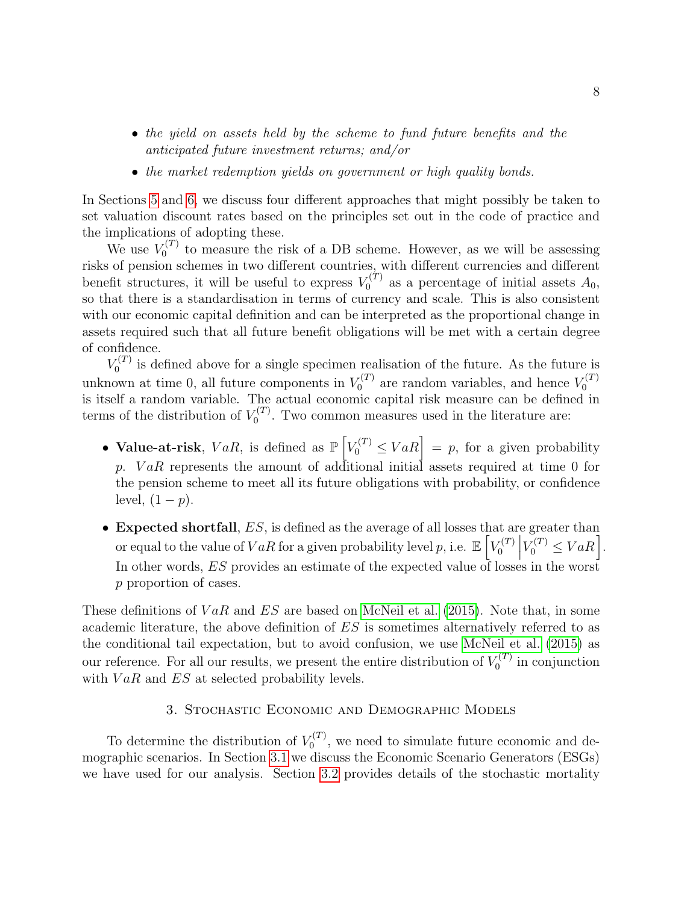- *the yield on assets held by the scheme to fund future benefits and the anticipated future investment returns; and/or*
- *the market redemption yields on government or high quality bonds.*

In Sections 5 and 6, we discuss four different approaches that might possibly be taken to set valuation discount rates based on the principles set out in the code of practice and the implications of adopting these.

We use $V_0^{(T)}$ to measure the risk of a DB scheme. However, as we will be assessing risks of pension schemes in two different countries, with different currencies and different benefit structures, it will be useful to express $V_0^{(T)}$ as a percentage of initial assets $A_0$, so that there is a standardisation in terms of currency and scale. This is also consistent with our economic capital definition and can be interpreted as the proportional change in assets required such that all future benefit obligations will be met with a certain degree of confidence.

$V_0^{(T)}$ is defined above for a single specimen realisation of the future. As the future is unknown at time 0, all future components in $V_0^{(T)}$ are random variables, and hence $V_0^{(T)}$ is itself a random variable. The actual economic capital risk measure can be defined in terms of the distribution of $V_0^{(T)}$. Two common measures used in the literature are:

- **Value-at-risk**, $VaR$, is defined as $\mathbb{P}\left[V_0^{(T)} \leq VaR\right] = p$, for a given probability $p$. $VaR$ represents the amount of additional initial assets required at time 0 for the pension scheme to meet all its future obligations with probability, or confidence level, $(1-p)$.
- **Expected shortfall**, $ES$, is defined as the average of all losses that are greater than or equal to the value of $VaR$ for a given probability level $p$, i.e. $\mathbb{E}\left[V_0^{(T)} \middle| V_0^{(T)} \leq VaR\right]$. In other words, $ES$ provides an estimate of the expected value of losses in the worst $p$ proportion of cases.

These definitions of $VaR$ and $ES$ are based on McNeil et al. (2015). Note that, in some academic literature, the above definition of $ES$ is sometimes alternatively referred to as the conditional tail expectation, but to avoid confusion, we use McNeil et al. (2015) as our reference. For all our results, we present the entire distribution of $V_0^{(T)}$ in conjunction with $VaR$ and $ES$ at selected probability levels.

## 3. Stochastic Economic and Demographic Models

To determine the distribution of $V_0^{(T)}$, we need to simulate future economic and demographic scenarios. In Section 3.1 we discuss the Economic Scenario Generators (ESGs) we have used for our analysis. Section 3.2 provides details of the stochastic mortality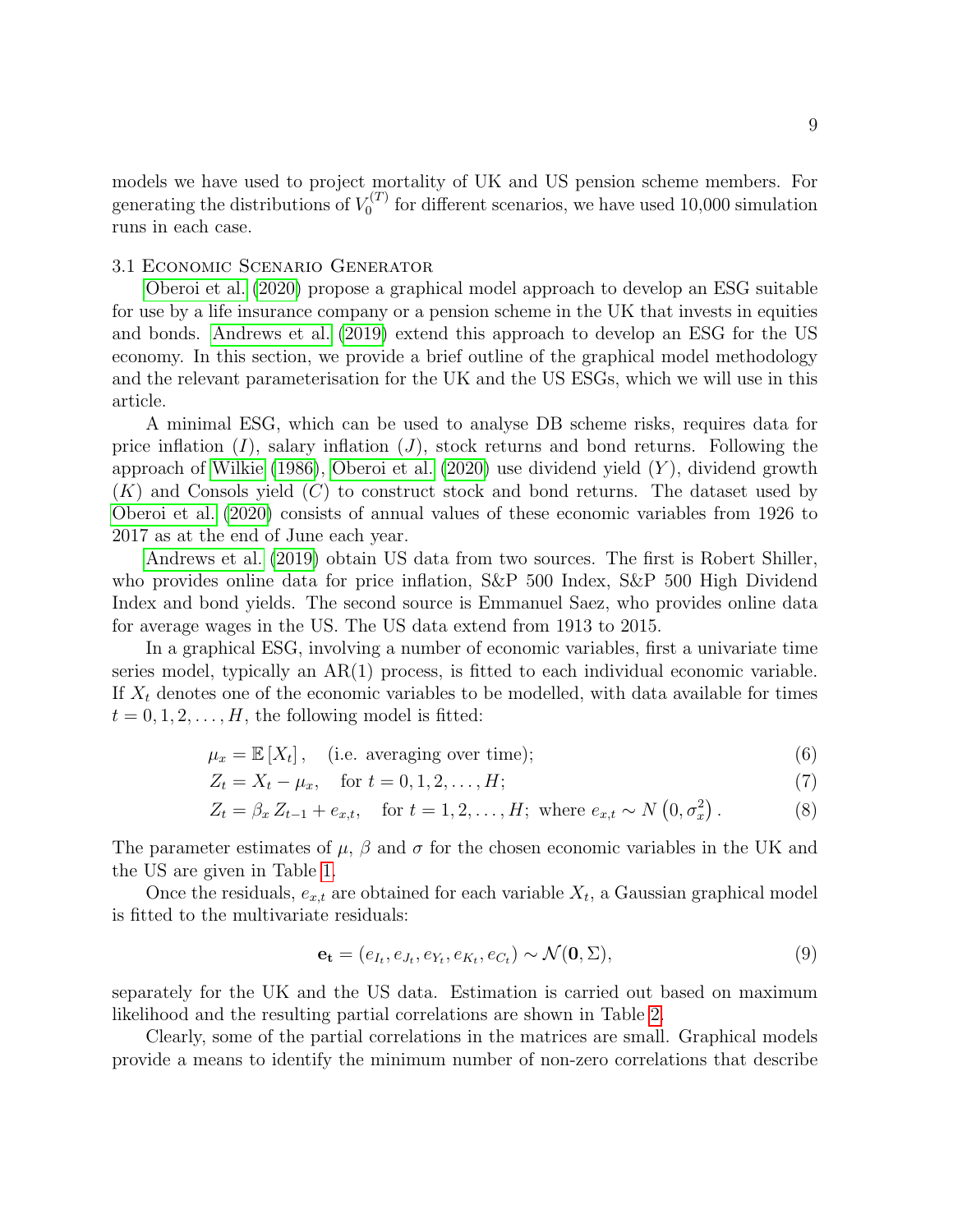models we have used to project mortality of UK and US pension scheme members. For generating the distributions of $V_0^{(T)}$ for different scenarios, we have used 10,000 simulation runs in each case.

### 3.1 Economic Scenario Generator

Oberoi et al. (2020) propose a graphical model approach to develop an ESG suitable for use by a life insurance company or a pension scheme in the UK that invests in equities and bonds. Andrews et al. (2019) extend this approach to develop an ESG for the US economy. In this section, we provide a brief outline of the graphical model methodology and the relevant parameterisation for the UK and the US ESGs, which we will use in this article.

A minimal ESG, which can be used to analyse DB scheme risks, requires data for price inflation ($I$), salary inflation ($J$), stock returns and bond returns. Following the approach of Wilkie (1986), Oberoi et al. (2020) use dividend yield ($Y$), dividend growth ($K$) and Consols yield ($C$) to construct stock and bond returns. The dataset used by Oberoi et al. (2020) consists of annual values of these economic variables from 1926 to 2017 as at the end of June each year.

Andrews et al. (2019) obtain US data from two sources. The first is Robert Shiller, who provides online data for price inflation, S&P 500 Index, S&P 500 High Dividend Index and bond yields. The second source is Emmanuel Saez, who provides online data for average wages in the US. The US data extend from 1913 to 2015.

In a graphical ESG, involving a number of economic variables, first a univariate time series model, typically an AR(1) process, is fitted to each individual economic variable. If $X_t$ denotes one of the economic variables to be modelled, with data available for times $t = 0, 1, 2, \ldots, H$, the following model is fitted:

$$\mu_x = \mathbb{E}\left[X_t\right], \quad \text{(i.e. averaging over time);} \tag{6}$$

$$Z_t = X_t - \mu_x, \quad \text{for } t = 0, 1, 2, \ldots, H; \tag{7}$$

$$Z_t = \beta_x \, Z_{t-1} + e_{x,t}, \quad \text{for } t = 1, 2, \ldots, H; \text{ where } e_{x,t} \sim N\left(0, \sigma_x^2\right). \tag{8}$$

The parameter estimates of $\mu$, $\beta$ and $\sigma$ for the chosen economic variables in the UK and the US are given in Table 1.

Once the residuals, $e_{x,t}$ are obtained for each variable $X_t$, a Gaussian graphical model is fitted to the multivariate residuals:

$$\mathbf{e_t} = (e_{I_t}, e_{J_t}, e_{Y_t}, e_{K_t}, e_{C_t}) \sim \mathcal{N}(\mathbf{0}, \Sigma), \tag{9}$$

separately for the UK and the US data. Estimation is carried out based on maximum likelihood and the resulting partial correlations are shown in Table 2.

Clearly, some of the partial correlations in the matrices are small. Graphical models provide a means to identify the minimum number of non-zero correlations that describe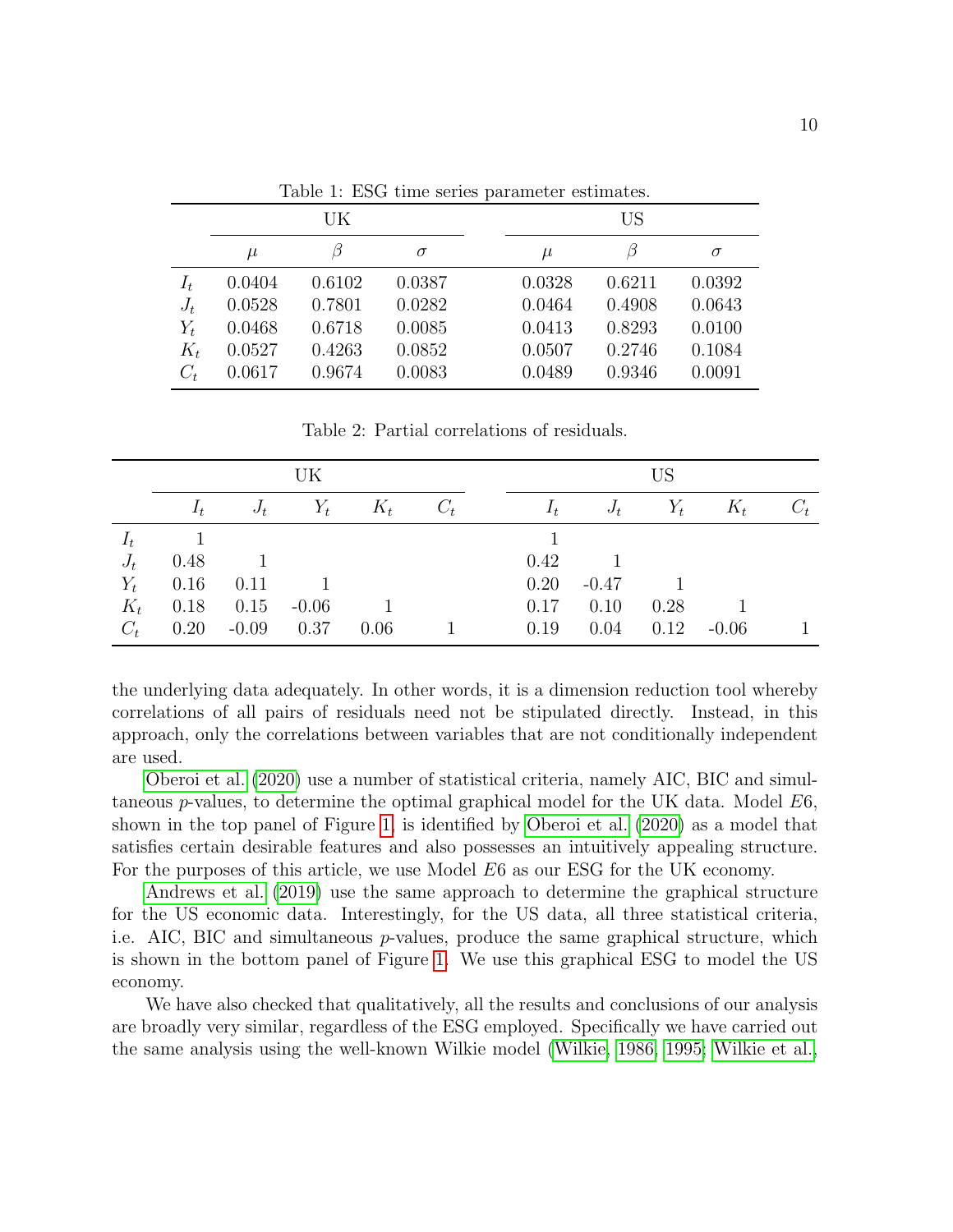Table 1: ESG time series parameter estimates.

| | UK | | | US | | |
|---|---|---|---|---|---|---|
| | $\mu$ | $\beta$ | $\sigma$ | $\mu$ | $\beta$ | $\sigma$ |
| $I_t$ | 0.0404 | 0.6102 | 0.0387 | 0.0328 | 0.6211 | 0.0392 |
| $J_t$ | 0.0528 | 0.7801 | 0.0282 | 0.0464 | 0.4908 | 0.0643 |
| $Y_t$ | 0.0468 | 0.6718 | 0.0085 | 0.0413 | 0.8293 | 0.0100 |
| $K_t$ | 0.0527 | 0.4263 | 0.0852 | 0.0507 | 0.2746 | 0.1084 |
| $C_t$ | 0.0617 | 0.9674 | 0.0083 | 0.0489 | 0.9346 | 0.0091 |

Table 2: Partial correlations of residuals.

| | UK | | | | | US | | | | |
|---|---|---|---|---|---|---|---|---|---|---|
| | $I_t$ | $J_t$ | $Y_t$ | $K_t$ | $C_t$ | $I_t$ | $J_t$ | $Y_t$ | $K_t$ | $C_t$ |
| $I_t$ | 1 | | | | | 1 | | | | |
| $J_t$ | 0.48 | 1 | | | | 0.42 | 1 | | | |
| $Y_t$ | 0.16 | 0.11 | 1 | | | 0.20 | -0.47 | 1 | | |
| $K_t$ | 0.18 | 0.15 | -0.06 | 1 | | 0.17 | 0.10 | 0.28 | 1 | |
| $C_t$ | 0.20 | -0.09 | 0.37 | 0.06 | 1 | 0.19 | 0.04 | 0.12 | -0.06 | 1 |

the underlying data adequately. In other words, it is a dimension reduction tool whereby correlations of all pairs of residuals need not be stipulated directly. Instead, in this approach, only the correlations between variables that are not conditionally independent are used.

Oberoi et al. (2020) use a number of statistical criteria, namely AIC, BIC and simultaneous $p$-values, to determine the optimal graphical model for the UK data. Model $E6$, shown in the top panel of Figure 1, is identified by Oberoi et al. (2020) as a model that satisfies certain desirable features and also possesses an intuitively appealing structure. For the purposes of this article, we use Model $E6$ as our ESG for the UK economy.

Andrews et al. (2019) use the same approach to determine the graphical structure for the US economic data. Interestingly, for the US data, all three statistical criteria, i.e. AIC, BIC and simultaneous $p$-values, produce the same graphical structure, which is shown in the bottom panel of Figure 1. We use this graphical ESG to model the US economy.

We have also checked that qualitatively, all the results and conclusions of our analysis are broadly very similar, regardless of the ESG employed. Specifically we have carried out the same analysis using the well-known Wilkie model (Wilkie, 1986, 1995; Wilkie et al.,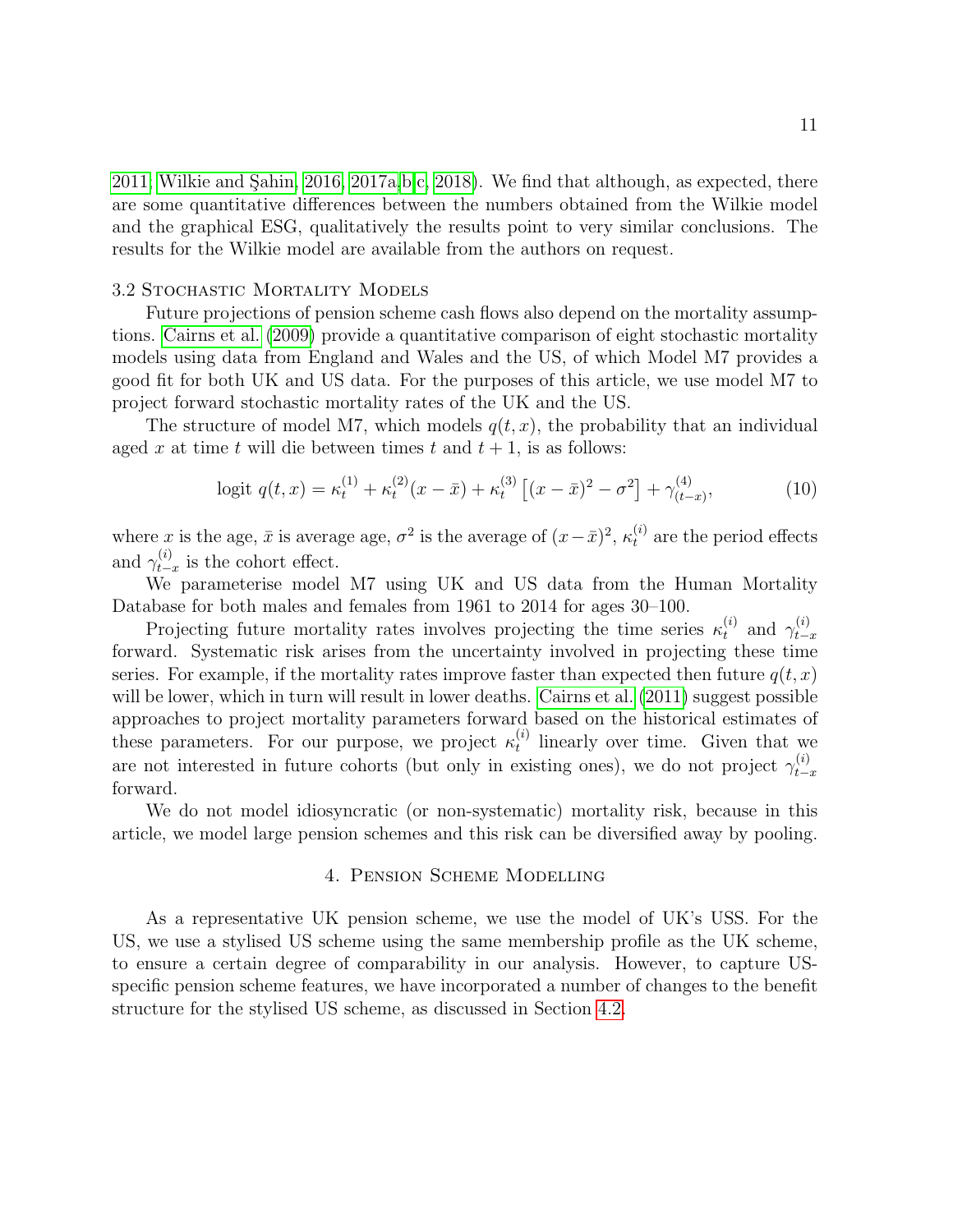2011; Wilkie and Şahin, 2016, 2017a,b,c, 2018). We find that although, as expected, there are some quantitative differences between the numbers obtained from the Wilkie model and the graphical ESG, qualitatively the results point to very similar conclusions. The results for the Wilkie model are available from the authors on request.

### 3.2 Stochastic Mortality Models

Future projections of pension scheme cash flows also depend on the mortality assumptions. Cairns et al. (2009) provide a quantitative comparison of eight stochastic mortality models using data from England and Wales and the US, of which Model M7 provides a good fit for both UK and US data. For the purposes of this article, we use model M7 to project forward stochastic mortality rates of the UK and the US.

The structure of model M7, which models $q(t, x)$, the probability that an individual aged $x$ at time $t$ will die between times $t$ and $t+1$, is as follows:

$$\text{logit } q(t, x) = \kappa_t^{(1)} + \kappa_t^{(2)}(x - \bar{x}) + \kappa_t^{(3)} \left[(x - \bar{x})^2 - \sigma^2\right] + \gamma_{(t-x)}^{(4)}, \tag{10}$$

where $x$ is the age, $\bar{x}$ is average age, $\sigma^2$ is the average of $(x - \bar{x})^2$, $\kappa_t^{(i)}$ are the period effects and $\gamma_{t-x}^{(i)}$ is the cohort effect.

We parameterise model M7 using UK and US data from the Human Mortality Database for both males and females from 1961 to 2014 for ages 30–100.

Projecting future mortality rates involves projecting the time series $\kappa_t^{(i)}$ and $\gamma_{t-x}^{(i)}$ forward. Systematic risk arises from the uncertainty involved in projecting these time series. For example, if the mortality rates improve faster than expected then future $q(t, x)$ will be lower, which in turn will result in lower deaths. Cairns et al. (2011) suggest possible approaches to project mortality parameters forward based on the historical estimates of these parameters. For our purpose, we project $\kappa_t^{(i)}$ linearly over time. Given that we are not interested in future cohorts (but only in existing ones), we do not project $\gamma_{t-x}^{(i)}$ forward.

We do not model idiosyncratic (or non-systematic) mortality risk, because in this article, we model large pension schemes and this risk can be diversified away by pooling.

## 4. Pension Scheme Modelling

As a representative UK pension scheme, we use the model of UK's USS. For the US, we use a stylised US scheme using the same membership profile as the UK scheme, to ensure a certain degree of comparability in our analysis. However, to capture US-specific pension scheme features, we have incorporated a number of changes to the benefit structure for the stylised US scheme, as discussed in Section 4.2.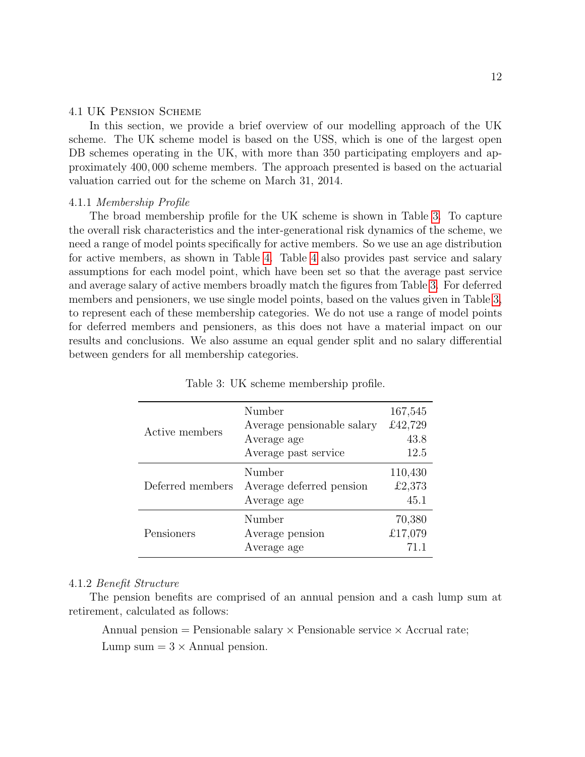### 4.1 UK Pension Scheme

In this section, we provide a brief overview of our modelling approach of the UK scheme. The UK scheme model is based on the USS, which is one of the largest open DB schemes operating in the UK, with more than 350 participating employers and approximately 400,000 scheme members. The approach presented is based on the actuarial valuation carried out for the scheme on March 31, 2014.

#### 4.1.1 *Membership Profile*

The broad membership profile for the UK scheme is shown in Table 3. To capture the overall risk characteristics and the inter-generational risk dynamics of the scheme, we need a range of model points specifically for active members. So we use an age distribution for active members, as shown in Table 4. Table 4 also provides past service and salary assumptions for each model point, which have been set so that the average past service and average salary of active members broadly match the figures from Table 3. For deferred members and pensioners, we use single model points, based on the values given in Table 3, to represent each of these membership categories. We do not use a range of model points for deferred members and pensioners, as this does not have a material impact on our results and conclusions. We also assume an equal gender split and no salary differential between genders for all membership categories.

Table 3: UK scheme membership profile.

| | | |
|---|---|---|
| Active members | Number | 167,545 |
| | Average pensionable salary | £42,729 |
| | Average age | 43.8 |
| | Average past service | 12.5 |
| Deferred members | Number | 110,430 |
| | Average deferred pension | £2,373 |
| | Average age | 45.1 |
| Pensioners | Number | 70,380 |
| | Average pension | £17,079 |
| | Average age | 71.1 |

#### 4.1.2 *Benefit Structure*

The pension benefits are comprised of an annual pension and a cash lump sum at retirement, calculated as follows:

Annual pension = Pensionable salary × Pensionable service × Accrual rate;

Lump sum = 3 × Annual pension.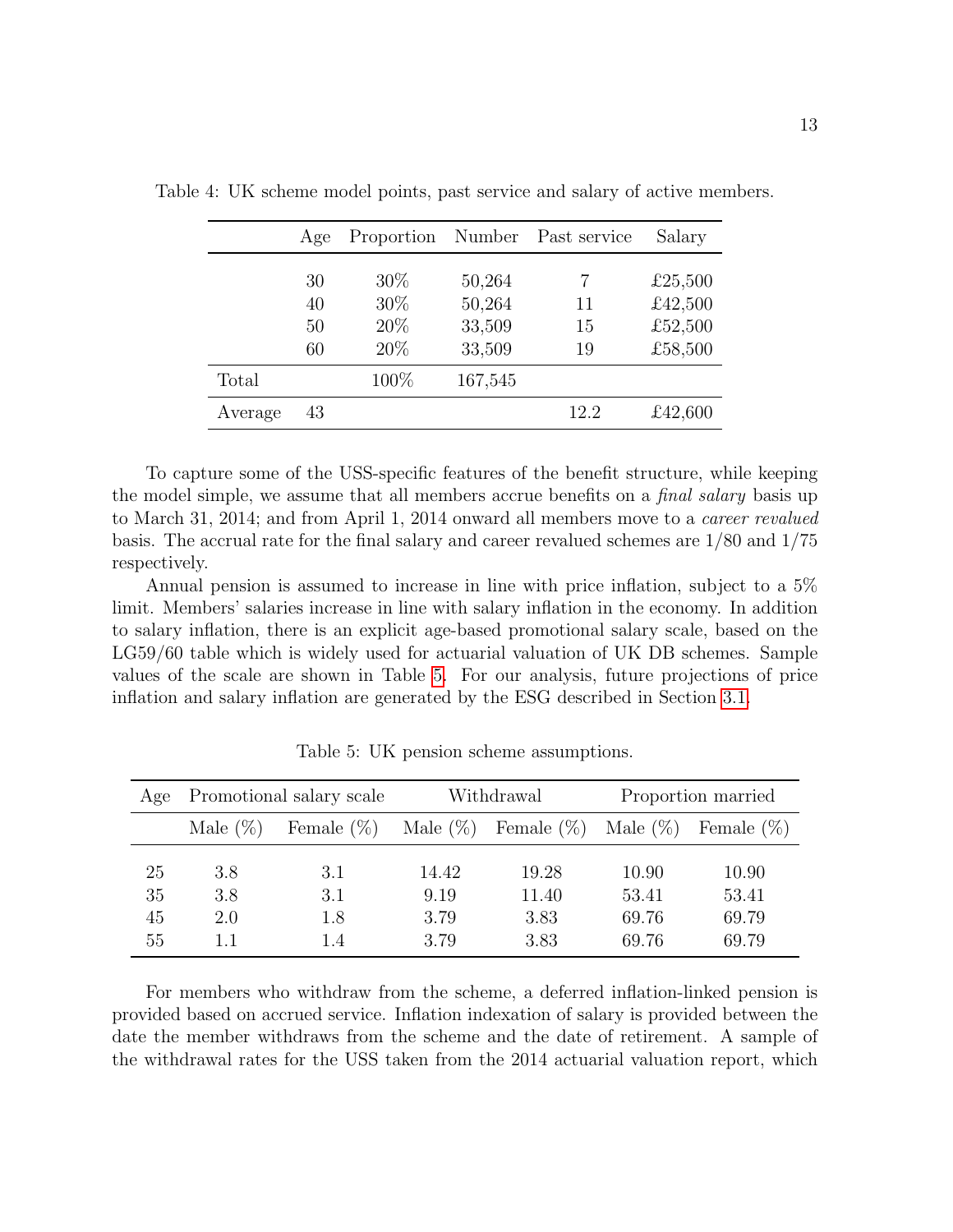Table 4: UK scheme model points, past service and salary of active members.

| | Age | Proportion | Number | Past service | Salary |
|---|---|---|---|---|---|
| | 30 | 30% | 50,264 | 7 | £25,500 |
| | 40 | 30% | 50,264 | 11 | £42,500 |
| | 50 | 20% | 33,509 | 15 | £52,500 |
| | 60 | 20% | 33,509 | 19 | £58,500 |
| Total | | 100% | 167,545 | | |
| Average | 43 | | | 12.2 | £42,600 |

To capture some of the USS-specific features of the benefit structure, while keeping the model simple, we assume that all members accrue benefits on a *final salary* basis up to March 31, 2014; and from April 1, 2014 onward all members move to a *career revalued* basis. The accrual rate for the final salary and career revalued schemes are 1/80 and 1/75 respectively.

Annual pension is assumed to increase in line with price inflation, subject to a 5% limit. Members' salaries increase in line with salary inflation in the economy. In addition to salary inflation, there is an explicit age-based promotional salary scale, based on the LG59/60 table which is widely used for actuarial valuation of UK DB schemes. Sample values of the scale are shown in Table 5. For our analysis, future projections of price inflation and salary inflation are generated by the ESG described in Section 3.1.

Table 5: UK pension scheme assumptions.

| Age | Promotional salary scale | | Withdrawal | | Proportion married | |
|---|---|---|---|---|---|---|
| | Male (%) | Female (%) | Male (%) | Female (%) | Male (%) | Female (%) |
| 25 | 3.8 | 3.1 | 14.42 | 19.28 | 10.90 | 10.90 |
| 35 | 3.8 | 3.1 | 9.19 | 11.40 | 53.41 | 53.41 |
| 45 | 2.0 | 1.8 | 3.79 | 3.83 | 69.76 | 69.79 |
| 55 | 1.1 | 1.4 | 3.79 | 3.83 | 69.76 | 69.79 |

For members who withdraw from the scheme, a deferred inflation-linked pension is provided based on accrued service. Inflation indexation of salary is provided between the date the member withdraws from the scheme and the date of retirement. A sample of the withdrawal rates for the USS taken from the 2014 actuarial valuation report, which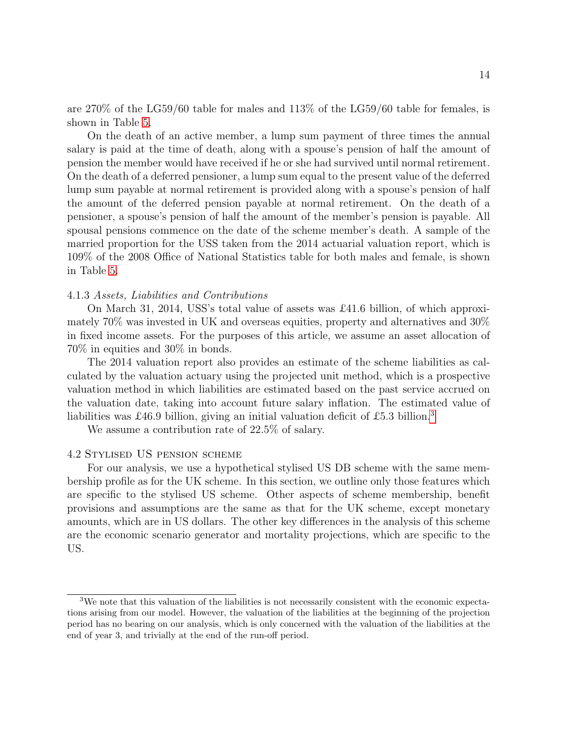are 270% of the LG59/60 table for males and 113% of the LG59/60 table for females, is shown in Table 5.

On the death of an active member, a lump sum payment of three times the annual salary is paid at the time of death, along with a spouse's pension of half the amount of pension the member would have received if he or she had survived until normal retirement. On the death of a deferred pensioner, a lump sum equal to the present value of the deferred lump sum payable at normal retirement is provided along with a spouse's pension of half the amount of the deferred pension payable at normal retirement. On the death of a pensioner, a spouse's pension of half the amount of the member's pension is payable. All spousal pensions commence on the date of the scheme member's death. A sample of the married proportion for the USS taken from the 2014 actuarial valuation report, which is 109% of the 2008 Office of National Statistics table for both males and female, is shown in Table 5.

#### 4.1.3 *Assets, Liabilities and Contributions*

On March 31, 2014, USS's total value of assets was £41.6 billion, of which approximately 70% was invested in UK and overseas equities, property and alternatives and 30% in fixed income assets. For the purposes of this article, we assume an asset allocation of 70% in equities and 30% in bonds.

The 2014 valuation report also provides an estimate of the scheme liabilities as calculated by the valuation actuary using the projected unit method, which is a prospective valuation method in which liabilities are estimated based on the past service accrued on the valuation date, taking into account future salary inflation. The estimated value of liabilities was £46.9 billion, giving an initial valuation deficit of £5.3 billion.[3]

We assume a contribution rate of 22.5% of salary.

### 4.2 Stylised US pension scheme

For our analysis, we use a hypothetical stylised US DB scheme with the same membership profile as for the UK scheme. In this section, we outline only those features which are specific to the stylised US scheme. Other aspects of scheme membership, benefit provisions and assumptions are the same as that for the UK scheme, except monetary amounts, which are in US dollars. The other key differences in the analysis of this scheme are the economic scenario generator and mortality projections, which are specific to the US.

[3] We note that this valuation of the liabilities is not necessarily consistent with the economic expectations arising from our model. However, the valuation of the liabilities at the beginning of the projection period has no bearing on our analysis, which is only concerned with the valuation of the liabilities at the end of year 3, and trivially at the end of the run-off period.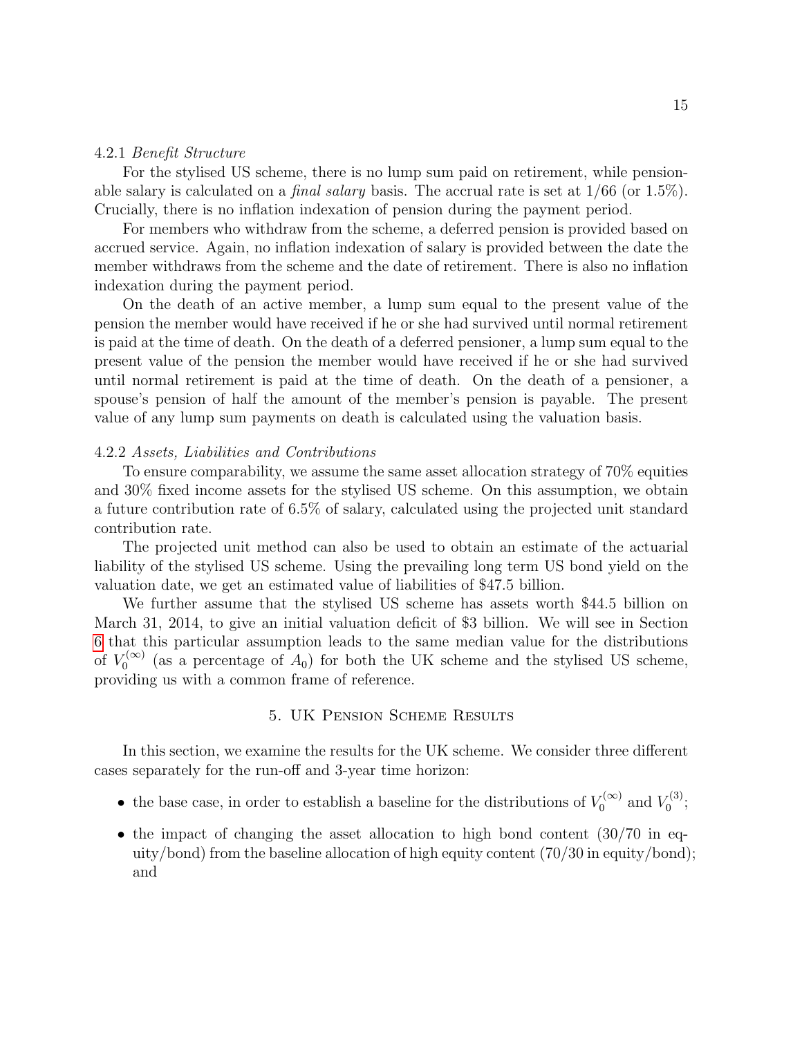4.2.1 *Benefit Structure*

For the stylised US scheme, there is no lump sum paid on retirement, while pensionable salary is calculated on a *final salary* basis. The accrual rate is set at 1/66 (or 1.5%). Crucially, there is no inflation indexation of pension during the payment period.

For members who withdraw from the scheme, a deferred pension is provided based on accrued service. Again, no inflation indexation of salary is provided between the date the member withdraws from the scheme and the date of retirement. There is also no inflation indexation during the payment period.

On the death of an active member, a lump sum equal to the present value of the pension the member would have received if he or she had survived until normal retirement is paid at the time of death. On the death of a deferred pensioner, a lump sum equal to the present value of the pension the member would have received if he or she had survived until normal retirement is paid at the time of death. On the death of a pensioner, a spouse's pension of half the amount of the member's pension is payable. The present value of any lump sum payments on death is calculated using the valuation basis.

4.2.2 *Assets, Liabilities and Contributions*

To ensure comparability, we assume the same asset allocation strategy of 70% equities and 30% fixed income assets for the stylised US scheme. On this assumption, we obtain a future contribution rate of 6.5% of salary, calculated using the projected unit standard contribution rate.

The projected unit method can also be used to obtain an estimate of the actuarial liability of the stylised US scheme. Using the prevailing long term US bond yield on the valuation date, we get an estimated value of liabilities of \$47.5 billion.

We further assume that the stylised US scheme has assets worth \$44.5 billion on March 31, 2014, to give an initial valuation deficit of \$3 billion. We will see in Section 6 that this particular assumption leads to the same median value for the distributions of $V_0^{(\infty)}$ (as a percentage of $A_0$) for both the UK scheme and the stylised US scheme, providing us with a common frame of reference.

## 5. UK Pension Scheme Results

In this section, we examine the results for the UK scheme. We consider three different cases separately for the run-off and 3-year time horizon:

- the base case, in order to establish a baseline for the distributions of $V_0^{(\infty)}$ and $V_0^{(3)}$;
- the impact of changing the asset allocation to high bond content (30/70 in equity/bond) from the baseline allocation of high equity content (70/30 in equity/bond); and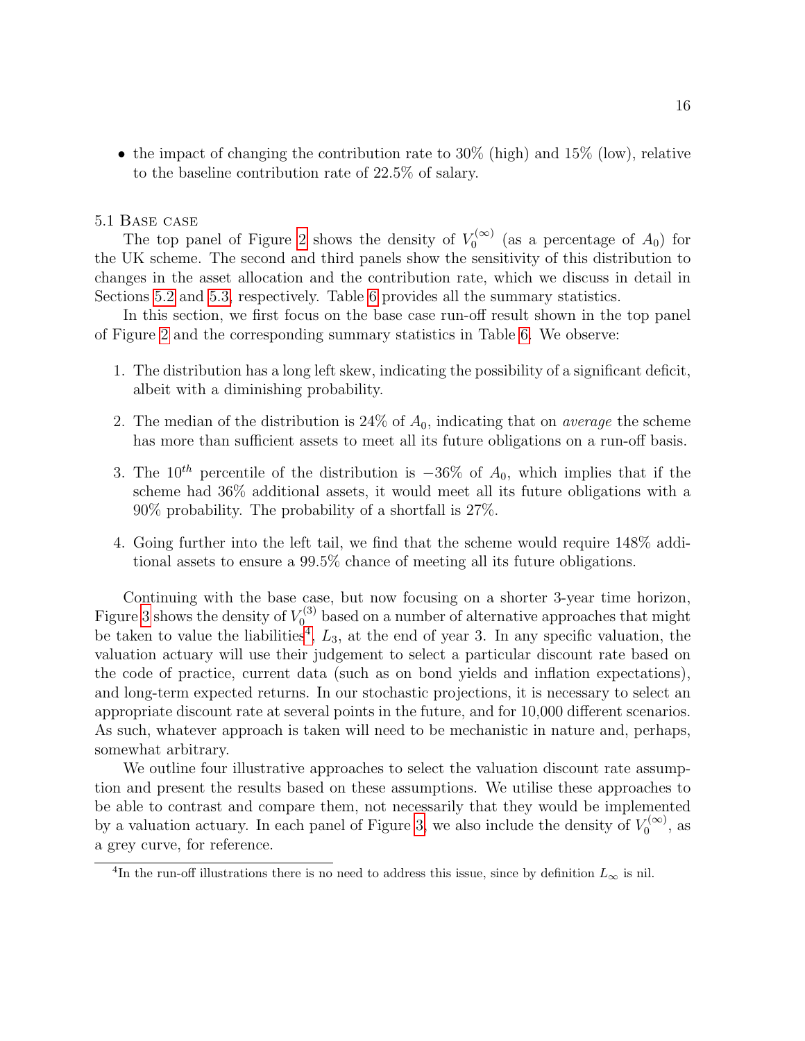- the impact of changing the contribution rate to 30% (high) and 15% (low), relative to the baseline contribution rate of 22.5% of salary.

### 5.1 Base case

The top panel of Figure 2 shows the density of $V_0^{(\infty)}$ (as a percentage of $A_0$) for the UK scheme. The second and third panels show the sensitivity of this distribution to changes in the asset allocation and the contribution rate, which we discuss in detail in Sections 5.2 and 5.3, respectively. Table 6 provides all the summary statistics.

In this section, we first focus on the base case run-off result shown in the top panel of Figure 2 and the corresponding summary statistics in Table 6. We observe:

1. The distribution has a long left skew, indicating the possibility of a significant deficit, albeit with a diminishing probability.
2. The median of the distribution is 24% of $A_0$, indicating that on *average* the scheme has more than sufficient assets to meet all its future obligations on a run-off basis.
3. The $10^{th}$ percentile of the distribution is $-36\%$ of $A_0$, which implies that if the scheme had 36% additional assets, it would meet all its future obligations with a 90% probability. The probability of a shortfall is 27%.
4. Going further into the left tail, we find that the scheme would require 148% additional assets to ensure a 99.5% chance of meeting all its future obligations.

Continuing with the base case, but now focusing on a shorter 3-year time horizon, Figure 3 shows the density of $V_0^{(3)}$ based on a number of alternative approaches that might be taken to value the liabilities[4], $L_3$, at the end of year 3. In any specific valuation, the valuation actuary will use their judgement to select a particular discount rate based on the code of practice, current data (such as on bond yields and inflation expectations), and long-term expected returns. In our stochastic projections, it is necessary to select an appropriate discount rate at several points in the future, and for 10,000 different scenarios. As such, whatever approach is taken will need to be mechanistic in nature and, perhaps, somewhat arbitrary.

We outline four illustrative approaches to select the valuation discount rate assumption and present the results based on these assumptions. We utilise these approaches to be able to contrast and compare them, not necessarily that they would be implemented by a valuation actuary. In each panel of Figure 3, we also include the density of $V_0^{(\infty)}$, as a grey curve, for reference.

[4] In the run-off illustrations there is no need to address this issue, since by definition $L_\infty$ is nil.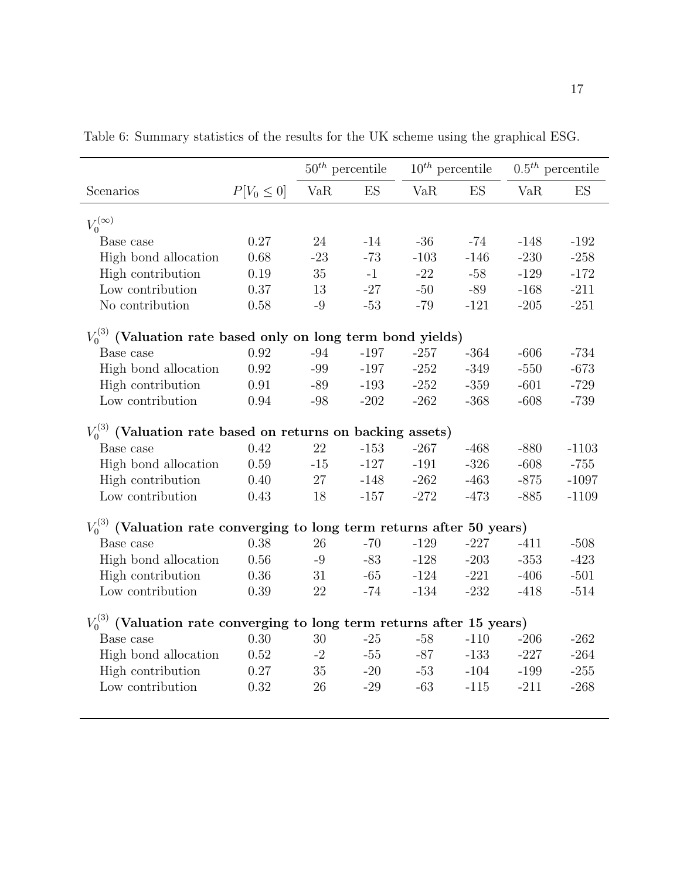Table 6: Summary statistics of the results for the UK scheme using the graphical ESG.

| | | $50^{th}$ percentile | | $10^{th}$ percentile | | $0.5^{th}$ percentile | |
|---|---|---|---|---|---|---|---|
| Scenarios | $P[V_0 \leq 0]$ | VaR | ES | VaR | ES | VaR | ES |
| $V_0^{(\infty)}$ | | | | | | | |
| Base case | 0.27 | 24 | -14 | -36 | -74 | -148 | -192 |
| High bond allocation | 0.68 | -23 | -73 | -103 | -146 | -230 | -258 |
| High contribution | 0.19 | 35 | -1 | -22 | -58 | -129 | -172 |
| Low contribution | 0.37 | 13 | -27 | -50 | -89 | -168 | -211 |
| No contribution | 0.58 | -9 | -53 | -79 | -121 | -205 | -251 |
| $V_0^{(3)}$ **(Valuation rate based only on long term bond yields)** | | | | | | | |
| Base case | 0.92 | -94 | -197 | -257 | -364 | -606 | -734 |
| High bond allocation | 0.92 | -99 | -197 | -252 | -349 | -550 | -673 |
| High contribution | 0.91 | -89 | -193 | -252 | -359 | -601 | -729 |
| Low contribution | 0.94 | -98 | -202 | -262 | -368 | -608 | -739 |
| $V_0^{(3)}$ **(Valuation rate based on returns on backing assets)** | | | | | | | |
| Base case | 0.42 | 22 | -153 | -267 | -468 | -880 | -1103 |
| High bond allocation | 0.59 | -15 | -127 | -191 | -326 | -608 | -755 |
| High contribution | 0.40 | 27 | -148 | -262 | -463 | -875 | -1097 |
| Low contribution | 0.43 | 18 | -157 | -272 | -473 | -885 | -1109 |
| $V_0^{(3)}$ **(Valuation rate converging to long term returns after 50 years)** | | | | | | | |
| Base case | 0.38 | 26 | -70 | -129 | -227 | -411 | -508 |
| High bond allocation | 0.56 | -9 | -83 | -128 | -203 | -353 | -423 |
| High contribution | 0.36 | 31 | -65 | -124 | -221 | -406 | -501 |
| Low contribution | 0.39 | 22 | -74 | -134 | -232 | -418 | -514 |
| $V_0^{(3)}$ **(Valuation rate converging to long term returns after 15 years)** | | | | | | | |
| Base case | 0.30 | 30 | -25 | -58 | -110 | -206 | -262 |
| High bond allocation | 0.52 | -2 | -55 | -87 | -133 | -227 | -264 |
| High contribution | 0.27 | 35 | -20 | -53 | -104 | -199 | -255 |
| Low contribution | 0.32 | 26 | -29 | -63 | -115 | -211 | -268 |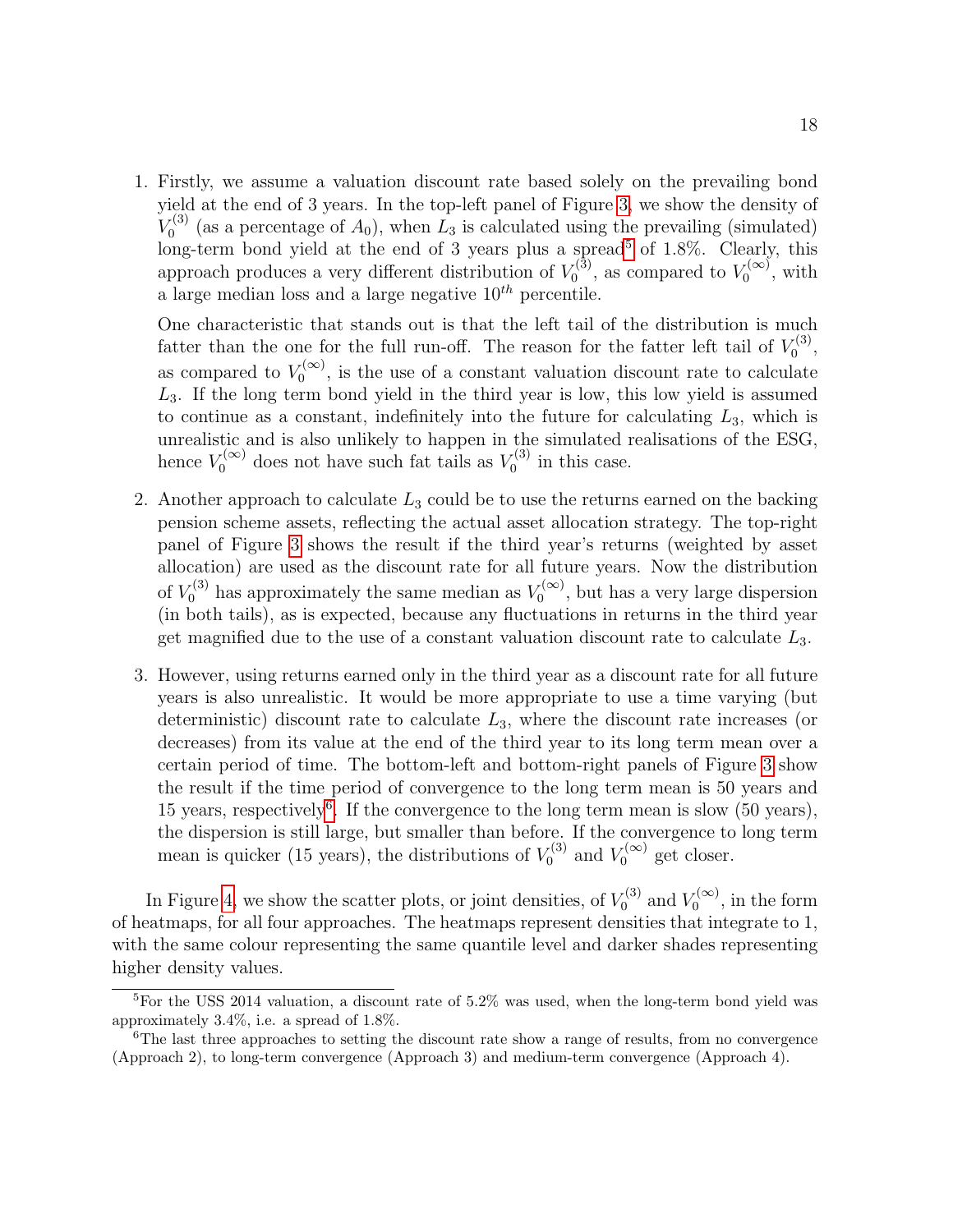1. Firstly, we assume a valuation discount rate based solely on the prevailing bond yield at the end of 3 years. In the top-left panel of Figure 3, we show the density of $V_0^{(3)}$ (as a percentage of $A_0$), when $L_3$ is calculated using the prevailing (simulated) long-term bond yield at the end of 3 years plus a spread[5] of 1.8%. Clearly, this approach produces a very different distribution of $V_0^{(3)}$, as compared to $V_0^{(\infty)}$, with a large median loss and a large negative $10^{th}$ percentile.

   One characteristic that stands out is that the left tail of the distribution is much fatter than the one for the full run-off. The reason for the fatter left tail of $V_0^{(3)}$, as compared to $V_0^{(\infty)}$, is the use of a constant valuation discount rate to calculate $L_3$. If the long term bond yield in the third year is low, this low yield is assumed to continue as a constant, indefinitely into the future for calculating $L_3$, which is unrealistic and is also unlikely to happen in the simulated realisations of the ESG, hence $V_0^{(\infty)}$ does not have such fat tails as $V_0^{(3)}$ in this case.

2. Another approach to calculate $L_3$ could be to use the returns earned on the backing pension scheme assets, reflecting the actual asset allocation strategy. The top-right panel of Figure 3 shows the result if the third year's returns (weighted by asset allocation) are used as the discount rate for all future years. Now the distribution of $V_0^{(3)}$ has approximately the same median as $V_0^{(\infty)}$, but has a very large dispersion (in both tails), as is expected, because any fluctuations in returns in the third year get magnified due to the use of a constant valuation discount rate to calculate $L_3$.

3. However, using returns earned only in the third year as a discount rate for all future years is also unrealistic. It would be more appropriate to use a time varying (but deterministic) discount rate to calculate $L_3$, where the discount rate increases (or decreases) from its value at the end of the third year to its long term mean over a certain period of time. The bottom-left and bottom-right panels of Figure 3 show the result if the time period of convergence to the long term mean is 50 years and 15 years, respectively[6]. If the convergence to the long term mean is slow (50 years), the dispersion is still large, but smaller than before. If the convergence to long term mean is quicker (15 years), the distributions of $V_0^{(3)}$ and $V_0^{(\infty)}$ get closer.

In Figure 4, we show the scatter plots, or joint densities, of $V_0^{(3)}$ and $V_0^{(\infty)}$, in the form of heatmaps, for all four approaches. The heatmaps represent densities that integrate to 1, with the same colour representing the same quantile level and darker shades representing higher density values.

[5] For the USS 2014 valuation, a discount rate of 5.2% was used, when the long-term bond yield was approximately 3.4%, i.e. a spread of 1.8%.

[6] The last three approaches to setting the discount rate show a range of results, from no convergence (Approach 2), to long-term convergence (Approach 3) and medium-term convergence (Approach 4).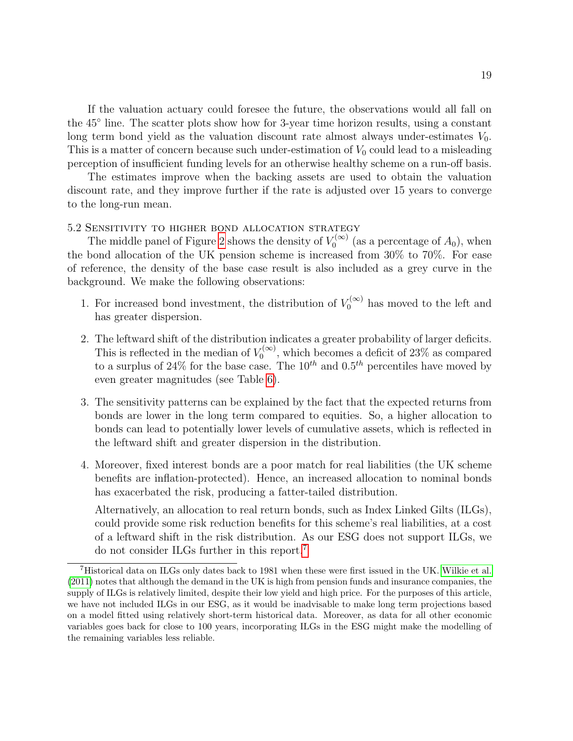If the valuation actuary could foresee the future, the observations would all fall on the 45° line. The scatter plots show how for 3-year time horizon results, using a constant long term bond yield as the valuation discount rate almost always under-estimates $V_0$. This is a matter of concern because such under-estimation of $V_0$ could lead to a misleading perception of insufficient funding levels for an otherwise healthy scheme on a run-off basis.

The estimates improve when the backing assets are used to obtain the valuation discount rate, and they improve further if the rate is adjusted over 15 years to converge to the long-run mean.

### 5.2 Sensitivity to higher bond allocation strategy

The middle panel of Figure 2 shows the density of $V_0^{(\infty)}$ (as a percentage of $A_0$), when the bond allocation of the UK pension scheme is increased from 30% to 70%. For ease of reference, the density of the base case result is also included as a grey curve in the background. We make the following observations:

1. For increased bond investment, the distribution of $V_0^{(\infty)}$ has moved to the left and has greater dispersion.

2. The leftward shift of the distribution indicates a greater probability of larger deficits. This is reflected in the median of $V_0^{(\infty)}$, which becomes a deficit of 23% as compared to a surplus of 24% for the base case. The $10^{th}$ and $0.5^{th}$ percentiles have moved by even greater magnitudes (see Table 6).

3. The sensitivity patterns can be explained by the fact that the expected returns from bonds are lower in the long term compared to equities. So, a higher allocation to bonds can lead to potentially lower levels of cumulative assets, which is reflected in the leftward shift and greater dispersion in the distribution.

4. Moreover, fixed interest bonds are a poor match for real liabilities (the UK scheme benefits are inflation-protected). Hence, an increased allocation to nominal bonds has exacerbated the risk, producing a fatter-tailed distribution.

   Alternatively, an allocation to real return bonds, such as Index Linked Gilts (ILGs), could provide some risk reduction benefits for this scheme's real liabilities, at a cost of a leftward shift in the risk distribution. As our ESG does not support ILGs, we do not consider ILGs further in this report.[7]

[7] Historical data on ILGs only dates back to 1981 when these were first issued in the UK. Wilkie et al. (2011) notes that although the demand in the UK is high from pension funds and insurance companies, the supply of ILGs is relatively limited, despite their low yield and high price. For the purposes of this article, we have not included ILGs in our ESG, as it would be inadvisable to make long term projections based on a model fitted using relatively short-term historical data. Moreover, as data for all other economic variables goes back for close to 100 years, incorporating ILGs in the ESG might make the modelling of the remaining variables less reliable.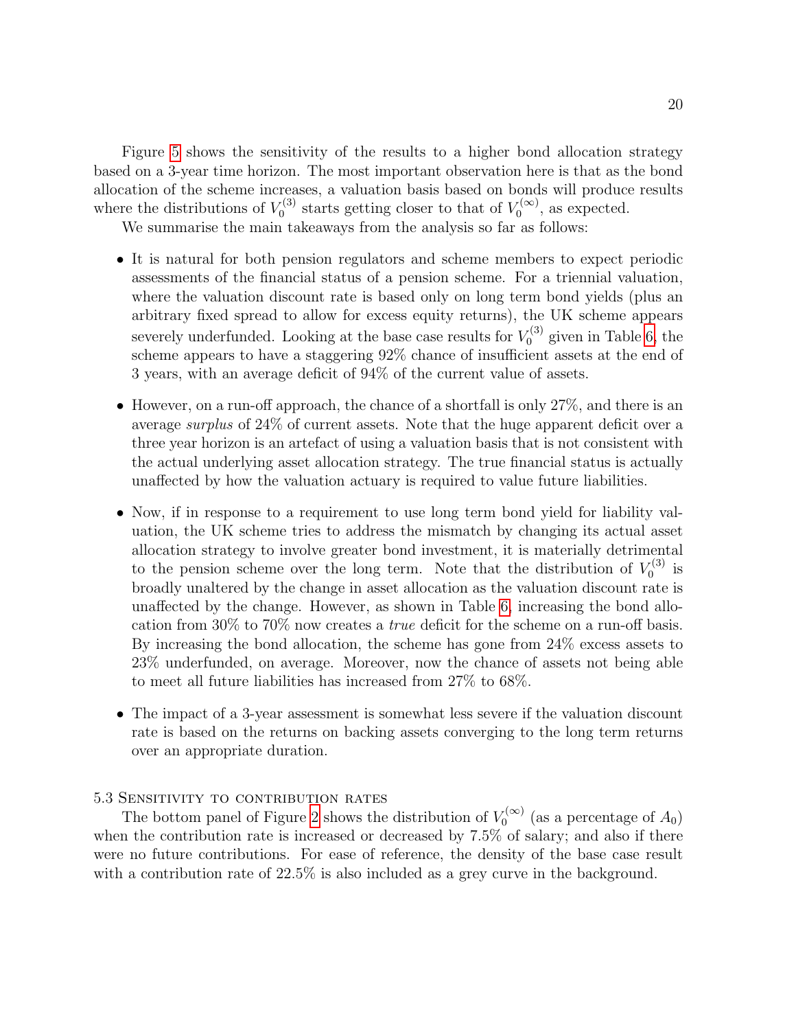Figure 5 shows the sensitivity of the results to a higher bond allocation strategy based on a 3-year time horizon. The most important observation here is that as the bond allocation of the scheme increases, a valuation basis based on bonds will produce results where the distributions of $V_0^{(3)}$ starts getting closer to that of $V_0^{(\infty)}$, as expected.

We summarise the main takeaways from the analysis so far as follows:

- It is natural for both pension regulators and scheme members to expect periodic assessments of the financial status of a pension scheme. For a triennial valuation, where the valuation discount rate is based only on long term bond yields (plus an arbitrary fixed spread to allow for excess equity returns), the UK scheme appears severely underfunded. Looking at the base case results for $V_0^{(3)}$ given in Table 6, the scheme appears to have a staggering 92% chance of insufficient assets at the end of 3 years, with an average deficit of 94% of the current value of assets.
- However, on a run-off approach, the chance of a shortfall is only 27%, and there is an average *surplus* of 24% of current assets. Note that the huge apparent deficit over a three year horizon is an artefact of using a valuation basis that is not consistent with the actual underlying asset allocation strategy. The true financial status is actually unaffected by how the valuation actuary is required to value future liabilities.
- Now, if in response to a requirement to use long term bond yield for liability valuation, the UK scheme tries to address the mismatch by changing its actual asset allocation strategy to involve greater bond investment, it is materially detrimental to the pension scheme over the long term. Note that the distribution of $V_0^{(3)}$ is broadly unaltered by the change in asset allocation as the valuation discount rate is unaffected by the change. However, as shown in Table 6, increasing the bond allocation from 30% to 70% now creates a *true* deficit for the scheme on a run-off basis. By increasing the bond allocation, the scheme has gone from 24% excess assets to 23% underfunded, on average. Moreover, now the chance of assets not being able to meet all future liabilities has increased from 27% to 68%.
- The impact of a 3-year assessment is somewhat less severe if the valuation discount rate is based on the returns on backing assets converging to the long term returns over an appropriate duration.

### 5.3 Sensitivity to contribution rates

The bottom panel of Figure 2 shows the distribution of $V_0^{(\infty)}$ (as a percentage of $A_0$) when the contribution rate is increased or decreased by 7.5% of salary; and also if there were no future contributions. For ease of reference, the density of the base case result with a contribution rate of 22.5% is also included as a grey curve in the background.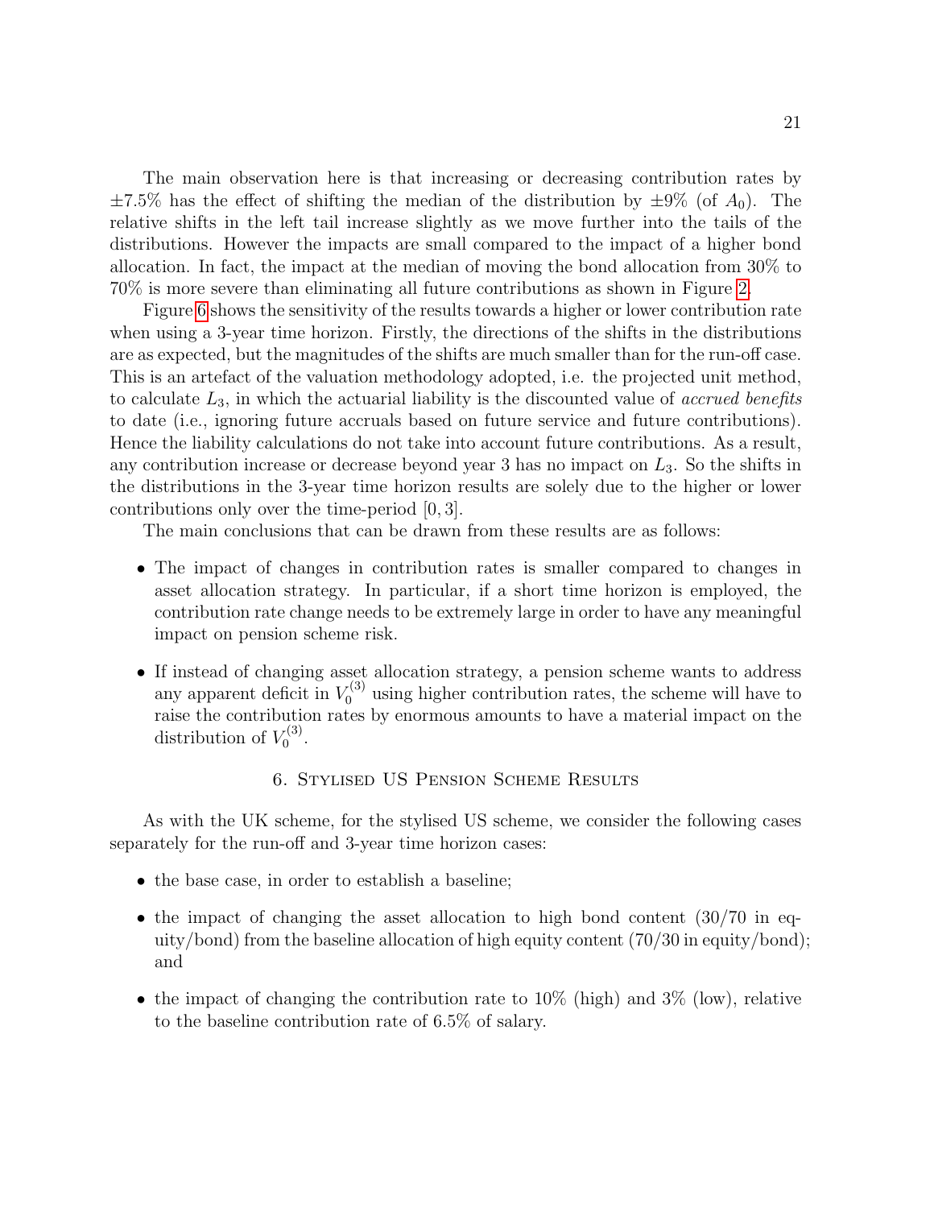The main observation here is that increasing or decreasing contribution rates by $\pm 7.5\%$ has the effect of shifting the median of the distribution by $\pm 9\%$ (of $A_0$). The relative shifts in the left tail increase slightly as we move further into the tails of the distributions. However the impacts are small compared to the impact of a higher bond allocation. In fact, the impact at the median of moving the bond allocation from 30% to 70% is more severe than eliminating all future contributions as shown in Figure 2.

Figure 6 shows the sensitivity of the results towards a higher or lower contribution rate when using a 3-year time horizon. Firstly, the directions of the shifts in the distributions are as expected, but the magnitudes of the shifts are much smaller than for the run-off case. This is an artefact of the valuation methodology adopted, i.e. the projected unit method, to calculate $L_3$, in which the actuarial liability is the discounted value of *accrued benefits* to date (i.e., ignoring future accruals based on future service and future contributions). Hence the liability calculations do not take into account future contributions. As a result, any contribution increase or decrease beyond year 3 has no impact on $L_3$. So the shifts in the distributions in the 3-year time horizon results are solely due to the higher or lower contributions only over the time-period $[0, 3]$.

The main conclusions that can be drawn from these results are as follows:

- The impact of changes in contribution rates is smaller compared to changes in asset allocation strategy. In particular, if a short time horizon is employed, the contribution rate change needs to be extremely large in order to have any meaningful impact on pension scheme risk.
- If instead of changing asset allocation strategy, a pension scheme wants to address any apparent deficit in $V_0^{(3)}$ using higher contribution rates, the scheme will have to raise the contribution rates by enormous amounts to have a material impact on the distribution of $V_0^{(3)}$.

## 6. Stylised US Pension Scheme Results

As with the UK scheme, for the stylised US scheme, we consider the following cases separately for the run-off and 3-year time horizon cases:

- the base case, in order to establish a baseline;
- the impact of changing the asset allocation to high bond content (30/70 in equity/bond) from the baseline allocation of high equity content (70/30 in equity/bond); and
- the impact of changing the contribution rate to 10% (high) and 3% (low), relative to the baseline contribution rate of 6.5% of salary.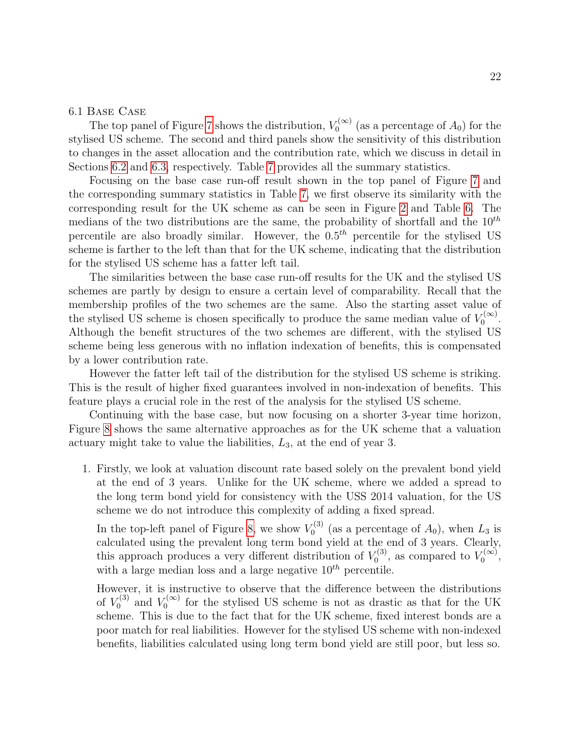### 6.1 Base Case

The top panel of Figure 7 shows the distribution, $V_0^{(\infty)}$ (as a percentage of $A_0$) for the stylised US scheme. The second and third panels show the sensitivity of this distribution to changes in the asset allocation and the contribution rate, which we discuss in detail in Sections 6.2 and 6.3, respectively. Table 7 provides all the summary statistics.

Focusing on the base case run-off result shown in the top panel of Figure 7 and the corresponding summary statistics in Table 7, we first observe its similarity with the corresponding result for the UK scheme as can be seen in Figure 2 and Table 6. The medians of the two distributions are the same, the probability of shortfall and the $10^{th}$ percentile are also broadly similar. However, the $0.5^{th}$ percentile for the stylised US scheme is farther to the left than that for the UK scheme, indicating that the distribution for the stylised US scheme has a fatter left tail.

The similarities between the base case run-off results for the UK and the stylised US schemes are partly by design to ensure a certain level of comparability. Recall that the membership profiles of the two schemes are the same. Also the starting asset value of the stylised US scheme is chosen specifically to produce the same median value of $V_0^{(\infty)}$. Although the benefit structures of the two schemes are different, with the stylised US scheme being less generous with no inflation indexation of benefits, this is compensated by a lower contribution rate.

However the fatter left tail of the distribution for the stylised US scheme is striking. This is the result of higher fixed guarantees involved in non-indexation of benefits. This feature plays a crucial role in the rest of the analysis for the stylised US scheme.

Continuing with the base case, but now focusing on a shorter 3-year time horizon, Figure 8 shows the same alternative approaches as for the UK scheme that a valuation actuary might take to value the liabilities, $L_3$, at the end of year 3.

1. Firstly, we look at valuation discount rate based solely on the prevalent bond yield at the end of 3 years. Unlike for the UK scheme, where we added a spread to the long term bond yield for consistency with the USS 2014 valuation, for the US scheme we do not introduce this complexity of adding a fixed spread.

   In the top-left panel of Figure 8, we show $V_0^{(3)}$ (as a percentage of $A_0$), when $L_3$ is calculated using the prevalent long term bond yield at the end of 3 years. Clearly, this approach produces a very different distribution of $V_0^{(3)}$, as compared to $V_0^{(\infty)}$, with a large median loss and a large negative $10^{th}$ percentile.

   However, it is instructive to observe that the difference between the distributions of $V_0^{(3)}$ and $V_0^{(\infty)}$ for the stylised US scheme is not as drastic as that for the UK scheme. This is due to the fact that for the UK scheme, fixed interest bonds are a poor match for real liabilities. However for the stylised US scheme with non-indexed benefits, liabilities calculated using long term bond yield are still poor, but less so.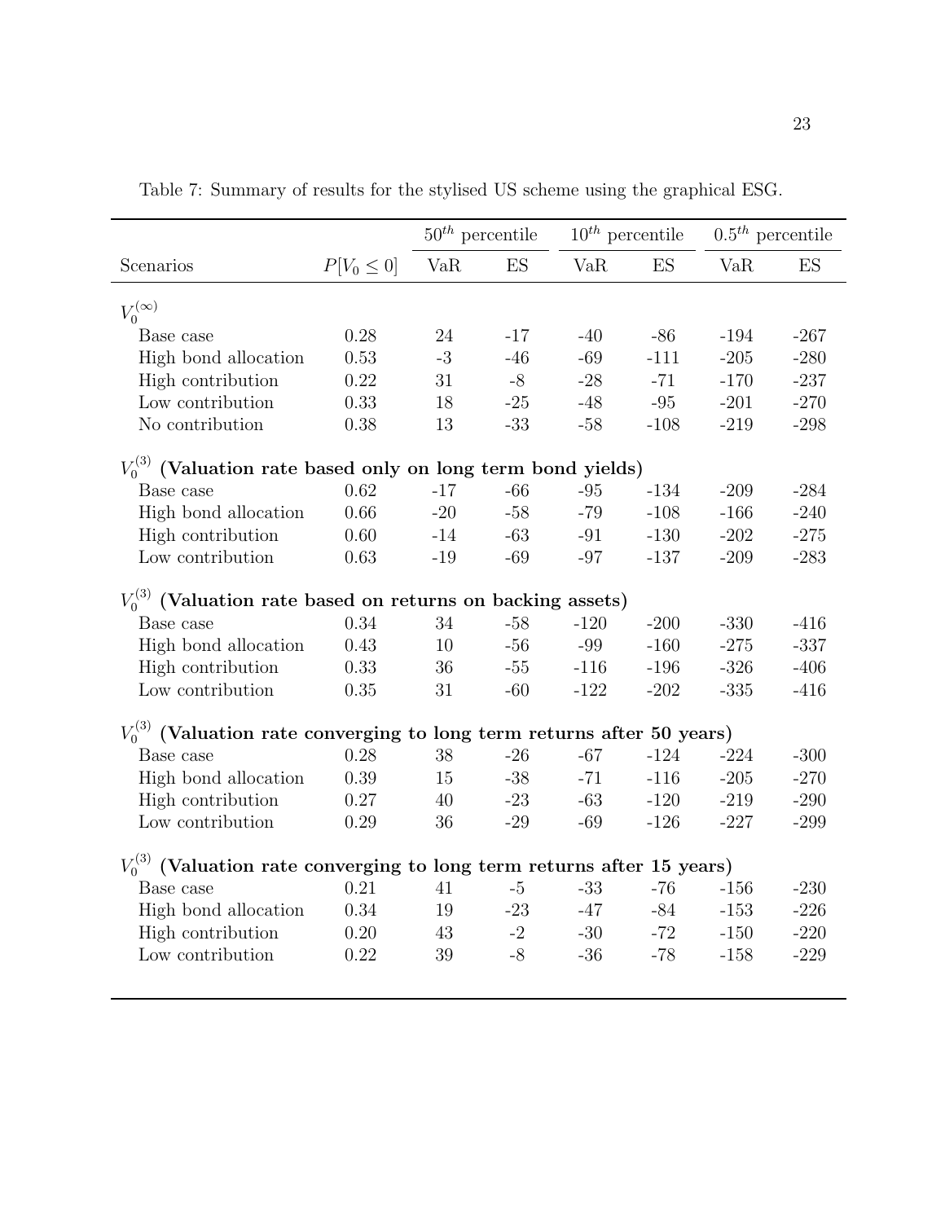Table 7: Summary of results for the stylised US scheme using the graphical ESG.

| | | $50^{th}$ percentile | | $10^{th}$ percentile | | $0.5^{th}$ percentile | |
|---|---|---|---|---|---|---|---|
| Scenarios | $P[V_0 \leq 0]$ | VaR | ES | VaR | ES | VaR | ES |
| $V_0^{(\infty)}$ | | | | | | | |
| Base case | 0.28 | 24 | -17 | -40 | -86 | -194 | -267 |
| High bond allocation | 0.53 | -3 | -46 | -69 | -111 | -205 | -280 |
| High contribution | 0.22 | 31 | -8 | -28 | -71 | -170 | -237 |
| Low contribution | 0.33 | 18 | -25 | -48 | -95 | -201 | -270 |
| No contribution | 0.38 | 13 | -33 | -58 | -108 | -219 | -298 |
| $V_0^{(3)}$ **(Valuation rate based only on long term bond yields)** | | | | | | | |
| Base case | 0.62 | -17 | -66 | -95 | -134 | -209 | -284 |
| High bond allocation | 0.66 | -20 | -58 | -79 | -108 | -166 | -240 |
| High contribution | 0.60 | -14 | -63 | -91 | -130 | -202 | -275 |
| Low contribution | 0.63 | -19 | -69 | -97 | -137 | -209 | -283 |
| $V_0^{(3)}$ **(Valuation rate based on returns on backing assets)** | | | | | | | |
| Base case | 0.34 | 34 | -58 | -120 | -200 | -330 | -416 |
| High bond allocation | 0.43 | 10 | -56 | -99 | -160 | -275 | -337 |
| High contribution | 0.33 | 36 | -55 | -116 | -196 | -326 | -406 |
| Low contribution | 0.35 | 31 | -60 | -122 | -202 | -335 | -416 |
| $V_0^{(3)}$ **(Valuation rate converging to long term returns after 50 years)** | | | | | | | |
| Base case | 0.28 | 38 | -26 | -67 | -124 | -224 | -300 |
| High bond allocation | 0.39 | 15 | -38 | -71 | -116 | -205 | -270 |
| High contribution | 0.27 | 40 | -23 | -63 | -120 | -219 | -290 |
| Low contribution | 0.29 | 36 | -29 | -69 | -126 | -227 | -299 |
| $V_0^{(3)}$ **(Valuation rate converging to long term returns after 15 years)** | | | | | | | |
| Base case | 0.21 | 41 | -5 | -33 | -76 | -156 | -230 |
| High bond allocation | 0.34 | 19 | -23 | -47 | -84 | -153 | -226 |
| High contribution | 0.20 | 43 | -2 | -30 | -72 | -150 | -220 |
| Low contribution | 0.22 | 39 | -8 | -36 | -78 | -158 | -229 |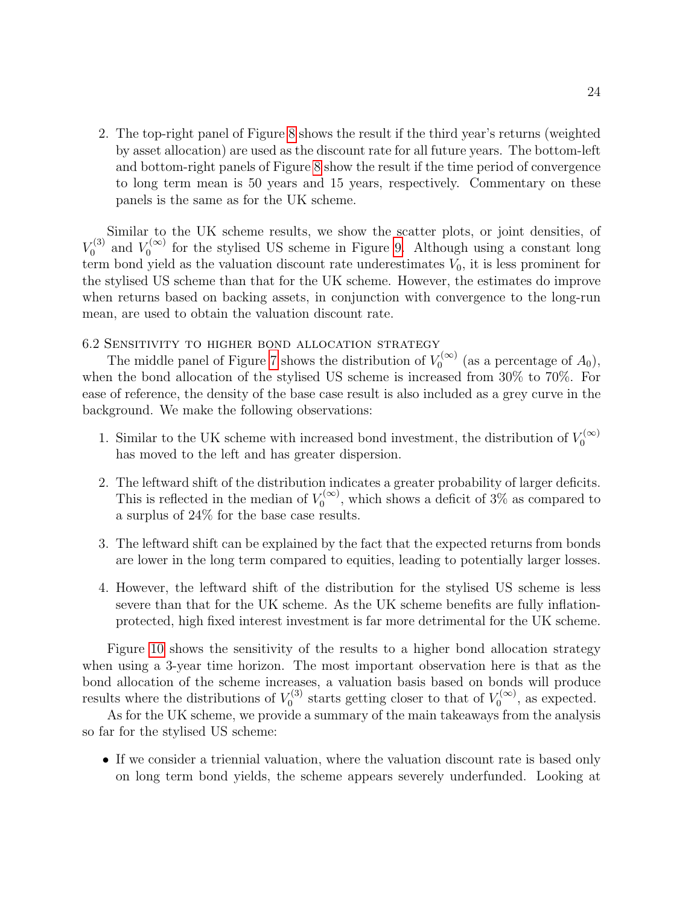2. The top-right panel of Figure 8 shows the result if the third year's returns (weighted by asset allocation) are used as the discount rate for all future years. The bottom-left and bottom-right panels of Figure 8 show the result if the time period of convergence to long term mean is 50 years and 15 years, respectively. Commentary on these panels is the same as for the UK scheme.

Similar to the UK scheme results, we show the scatter plots, or joint densities, of $V_0^{(3)}$ and $V_0^{(\infty)}$ for the stylised US scheme in Figure 9. Although using a constant long term bond yield as the valuation discount rate underestimates $V_0$, it is less prominent for the stylised US scheme than that for the UK scheme. However, the estimates do improve when returns based on backing assets, in conjunction with convergence to the long-run mean, are used to obtain the valuation discount rate.

### 6.2 Sensitivity to higher bond allocation strategy

The middle panel of Figure 7 shows the distribution of $V_0^{(\infty)}$ (as a percentage of $A_0$), when the bond allocation of the stylised US scheme is increased from 30% to 70%. For ease of reference, the density of the base case result is also included as a grey curve in the background. We make the following observations:

1. Similar to the UK scheme with increased bond investment, the distribution of $V_0^{(\infty)}$ has moved to the left and has greater dispersion.
2. The leftward shift of the distribution indicates a greater probability of larger deficits. This is reflected in the median of $V_0^{(\infty)}$, which shows a deficit of 3% as compared to a surplus of 24% for the base case results.
3. The leftward shift can be explained by the fact that the expected returns from bonds are lower in the long term compared to equities, leading to potentially larger losses.
4. However, the leftward shift of the distribution for the stylised US scheme is less severe than that for the UK scheme. As the UK scheme benefits are fully inflation-protected, high fixed interest investment is far more detrimental for the UK scheme.

Figure 10 shows the sensitivity of the results to a higher bond allocation strategy when using a 3-year time horizon. The most important observation here is that as the bond allocation of the scheme increases, a valuation basis based on bonds will produce results where the distributions of $V_0^{(3)}$ starts getting closer to that of $V_0^{(\infty)}$, as expected.

As for the UK scheme, we provide a summary of the main takeaways from the analysis so far for the stylised US scheme:

- If we consider a triennial valuation, where the valuation discount rate is based only on long term bond yields, the scheme appears severely underfunded. Looking at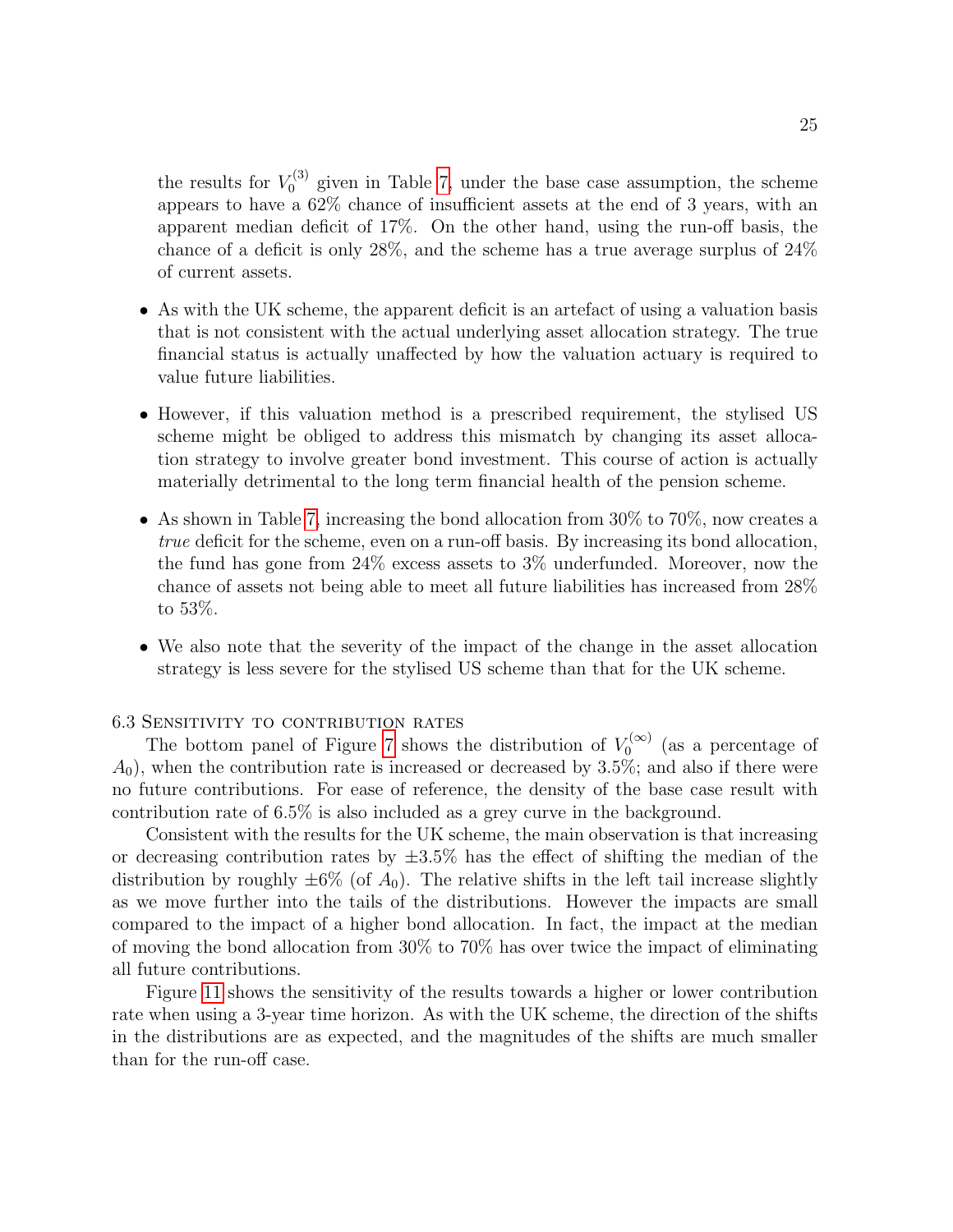the results for $V_0^{(3)}$ given in Table 7, under the base case assumption, the scheme appears to have a 62% chance of insufficient assets at the end of 3 years, with an apparent median deficit of 17%. On the other hand, using the run-off basis, the chance of a deficit is only 28%, and the scheme has a true average surplus of 24% of current assets.

- As with the UK scheme, the apparent deficit is an artefact of using a valuation basis that is not consistent with the actual underlying asset allocation strategy. The true financial status is actually unaffected by how the valuation actuary is required to value future liabilities.
- However, if this valuation method is a prescribed requirement, the stylised US scheme might be obliged to address this mismatch by changing its asset allocation strategy to involve greater bond investment. This course of action is actually materially detrimental to the long term financial health of the pension scheme.
- As shown in Table 7, increasing the bond allocation from 30% to 70%, now creates a *true* deficit for the scheme, even on a run-off basis. By increasing its bond allocation, the fund has gone from 24% excess assets to 3% underfunded. Moreover, now the chance of assets not being able to meet all future liabilities has increased from 28% to 53%.
- We also note that the severity of the impact of the change in the asset allocation strategy is less severe for the stylised US scheme than that for the UK scheme.

### 6.3 Sensitivity to contribution rates

The bottom panel of Figure 7 shows the distribution of $V_0^{(\infty)}$ (as a percentage of $A_0$), when the contribution rate is increased or decreased by 3.5%; and also if there were no future contributions. For ease of reference, the density of the base case result with contribution rate of 6.5% is also included as a grey curve in the background.

Consistent with the results for the UK scheme, the main observation is that increasing or decreasing contribution rates by $\pm 3.5\%$ has the effect of shifting the median of the distribution by roughly $\pm 6\%$ (of $A_0$). The relative shifts in the left tail increase slightly as we move further into the tails of the distributions. However the impacts are small compared to the impact of a higher bond allocation. In fact, the impact at the median of moving the bond allocation from 30% to 70% has over twice the impact of eliminating all future contributions.

Figure 11 shows the sensitivity of the results towards a higher or lower contribution rate when using a 3-year time horizon. As with the UK scheme, the direction of the shifts in the distributions are as expected, and the magnitudes of the shifts are much smaller than for the run-off case.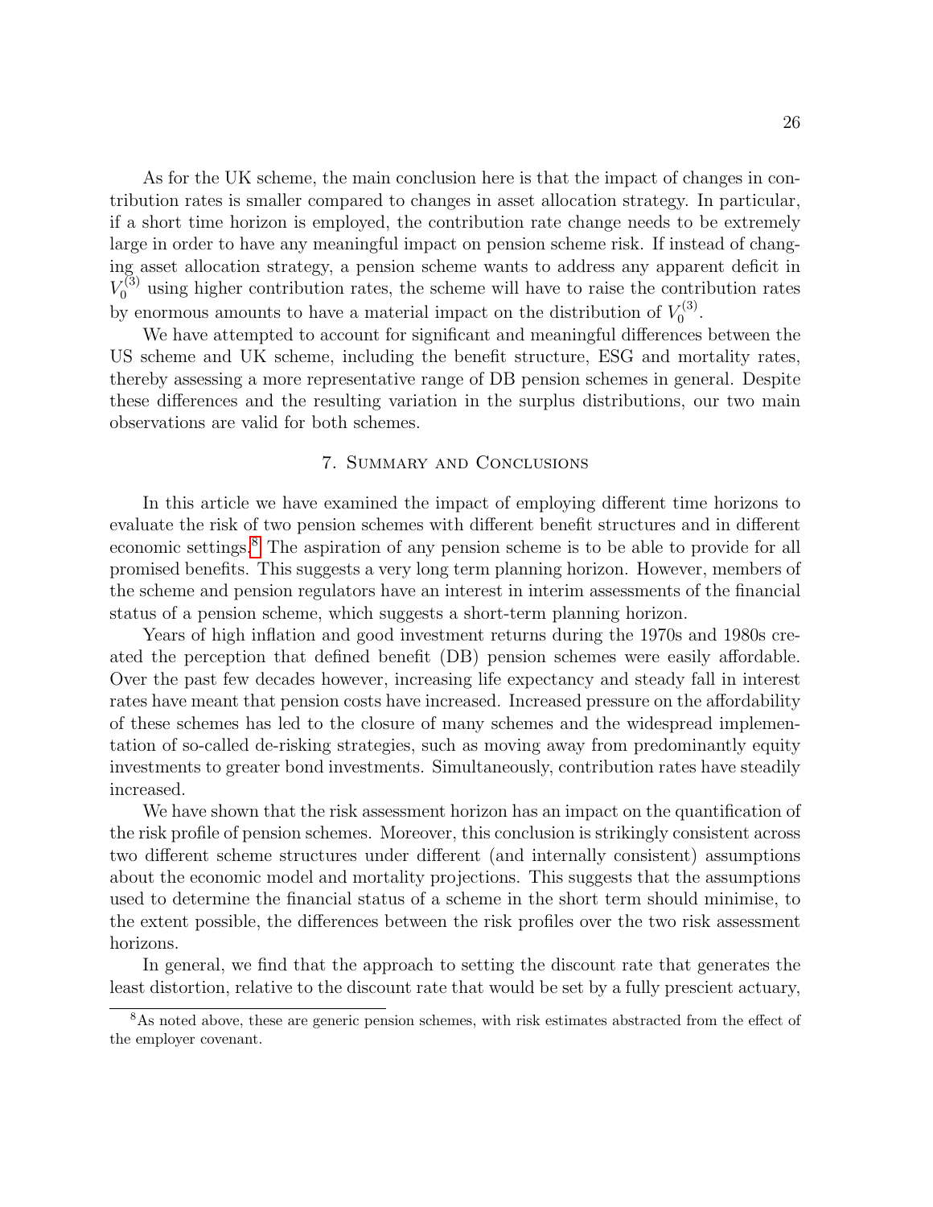As for the UK scheme, the main conclusion here is that the impact of changes in contribution rates is smaller compared to changes in asset allocation strategy. In particular, if a short time horizon is employed, the contribution rate change needs to be extremely large in order to have any meaningful impact on pension scheme risk. If instead of changing asset allocation strategy, a pension scheme wants to address any apparent deficit in $V_0^{(3)}$ using higher contribution rates, the scheme will have to raise the contribution rates by enormous amounts to have a material impact on the distribution of $V_0^{(3)}$.

We have attempted to account for significant and meaningful differences between the US scheme and UK scheme, including the benefit structure, ESG and mortality rates, thereby assessing a more representative range of DB pension schemes in general. Despite these differences and the resulting variation in the surplus distributions, our two main observations are valid for both schemes.

## 7. Summary and Conclusions

In this article we have examined the impact of employing different time horizons to evaluate the risk of two pension schemes with different benefit structures and in different economic settings.[8] The aspiration of any pension scheme is to be able to provide for all promised benefits. This suggests a very long term planning horizon. However, members of the scheme and pension regulators have an interest in interim assessments of the financial status of a pension scheme, which suggests a short-term planning horizon.

Years of high inflation and good investment returns during the 1970s and 1980s created the perception that defined benefit (DB) pension schemes were easily affordable. Over the past few decades however, increasing life expectancy and steady fall in interest rates have meant that pension costs have increased. Increased pressure on the affordability of these schemes has led to the closure of many schemes and the widespread implementation of so-called de-risking strategies, such as moving away from predominantly equity investments to greater bond investments. Simultaneously, contribution rates have steadily increased.

We have shown that the risk assessment horizon has an impact on the quantification of the risk profile of pension schemes. Moreover, this conclusion is strikingly consistent across two different scheme structures under different (and internally consistent) assumptions about the economic model and mortality projections. This suggests that the assumptions used to determine the financial status of a scheme in the short term should minimise, to the extent possible, the differences between the risk profiles over the two risk assessment horizons.

In general, we find that the approach to setting the discount rate that generates the least distortion, relative to the discount rate that would be set by a fully prescient actuary,

[8] As noted above, these are generic pension schemes, with risk estimates abstracted from the effect of the employer covenant.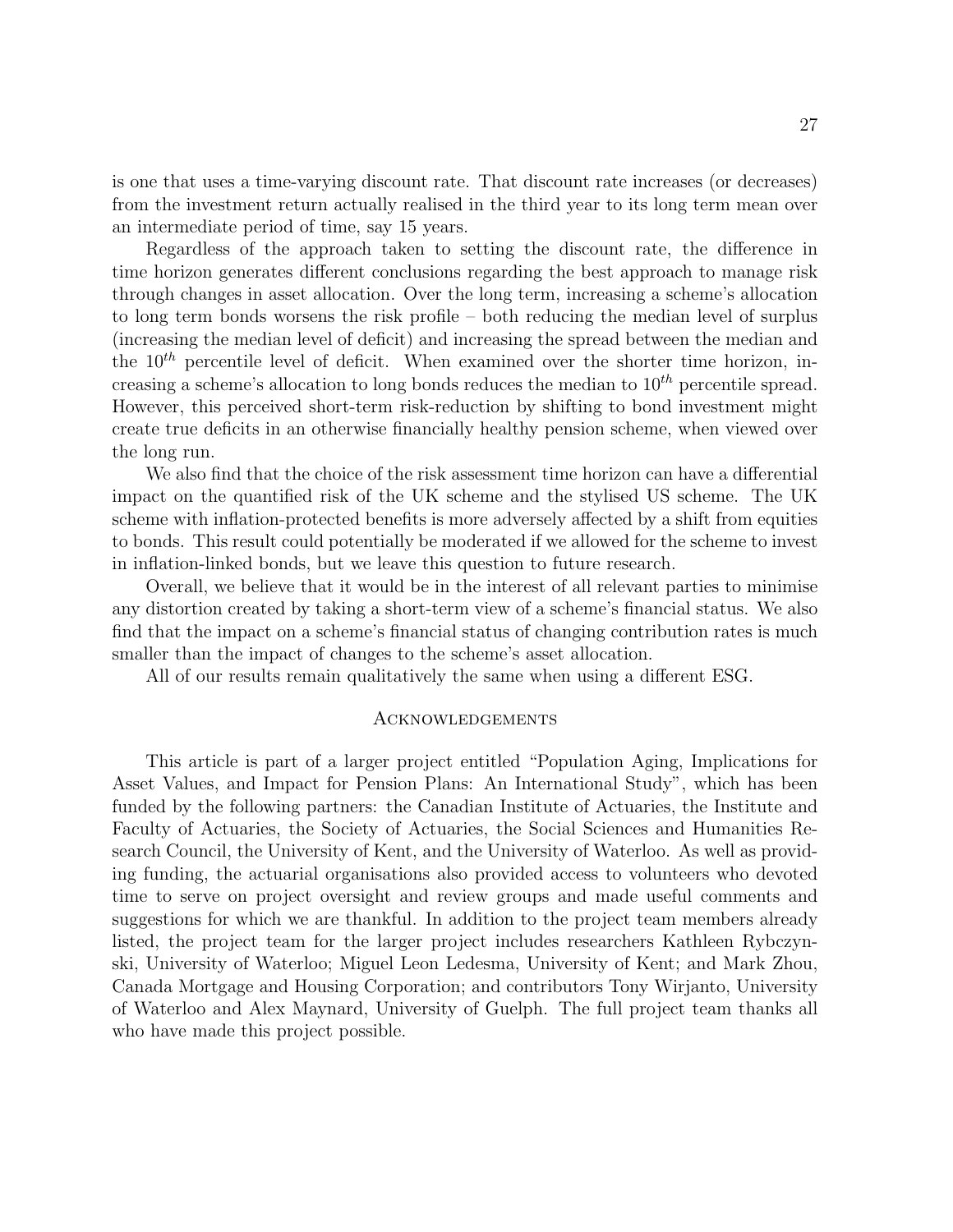is one that uses a time-varying discount rate. That discount rate increases (or decreases) from the investment return actually realised in the third year to its long term mean over an intermediate period of time, say 15 years.

Regardless of the approach taken to setting the discount rate, the difference in time horizon generates different conclusions regarding the best approach to manage risk through changes in asset allocation. Over the long term, increasing a scheme's allocation to long term bonds worsens the risk profile – both reducing the median level of surplus (increasing the median level of deficit) and increasing the spread between the median and the $10^{th}$ percentile level of deficit. When examined over the shorter time horizon, increasing a scheme's allocation to long bonds reduces the median to $10^{th}$ percentile spread. However, this perceived short-term risk-reduction by shifting to bond investment might create true deficits in an otherwise financially healthy pension scheme, when viewed over the long run.

We also find that the choice of the risk assessment time horizon can have a differential impact on the quantified risk of the UK scheme and the stylised US scheme. The UK scheme with inflation-protected benefits is more adversely affected by a shift from equities to bonds. This result could potentially be moderated if we allowed for the scheme to invest in inflation-linked bonds, but we leave this question to future research.

Overall, we believe that it would be in the interest of all relevant parties to minimise any distortion created by taking a short-term view of a scheme's financial status. We also find that the impact on a scheme's financial status of changing contribution rates is much smaller than the impact of changes to the scheme's asset allocation.

All of our results remain qualitatively the same when using a different ESG.

## Acknowledgements

This article is part of a larger project entitled "Population Aging, Implications for Asset Values, and Impact for Pension Plans: An International Study", which has been funded by the following partners: the Canadian Institute of Actuaries, the Institute and Faculty of Actuaries, the Society of Actuaries, the Social Sciences and Humanities Research Council, the University of Kent, and the University of Waterloo. As well as providing funding, the actuarial organisations also provided access to volunteers who devoted time to serve on project oversight and review groups and made useful comments and suggestions for which we are thankful. In addition to the project team members already listed, the project team for the larger project includes researchers Kathleen Rybczynski, University of Waterloo; Miguel Leon Ledesma, University of Kent; and Mark Zhou, Canada Mortgage and Housing Corporation; and contributors Tony Wirjanto, University of Waterloo and Alex Maynard, University of Guelph. The full project team thanks all who have made this project possible.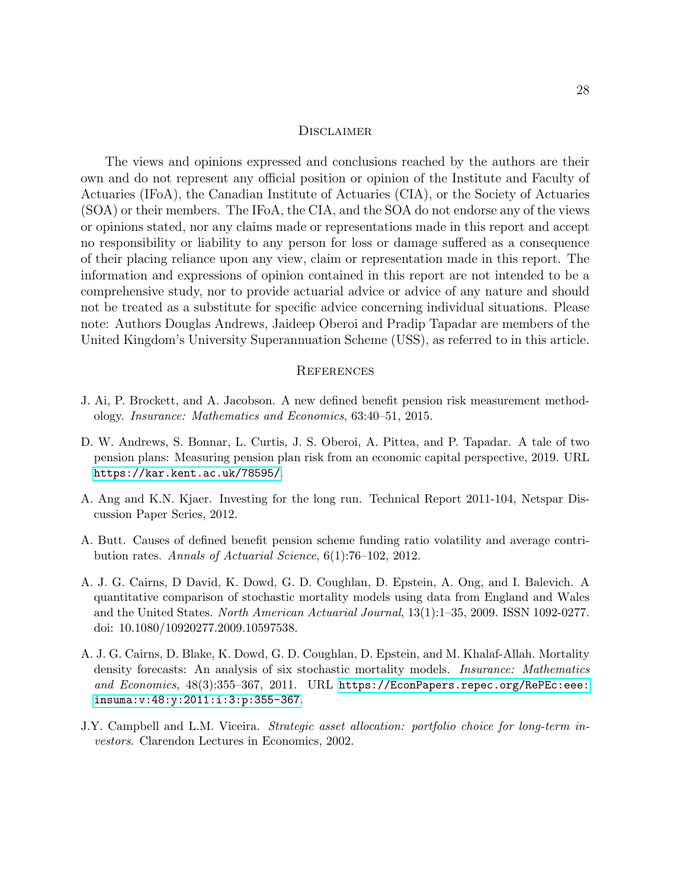## Disclaimer

The views and opinions expressed and conclusions reached by the authors are their own and do not represent any official position or opinion of the Institute and Faculty of Actuaries (IFoA), the Canadian Institute of Actuaries (CIA), or the Society of Actuaries (SOA) or their members. The IFoA, the CIA, and the SOA do not endorse any of the views or opinions stated, nor any claims made or representations made in this report and accept no responsibility or liability to any person for loss or damage suffered as a consequence of their placing reliance upon any view, claim or representation made in this report. The information and expressions of opinion contained in this report are not intended to be a comprehensive study, nor to provide actuarial advice or advice of any nature and should not be treated as a substitute for specific advice concerning individual situations. Please note: Authors Douglas Andrews, Jaideep Oberoi and Pradip Tapadar are members of the United Kingdom's University Superannuation Scheme (USS), as referred to in this article.

## References

J. Ai, P. Brockett, and A. Jacobson. A new defined benefit pension risk measurement methodology. *Insurance: Mathematics and Economics*, 63:40–51, 2015.

D. W. Andrews, S. Bonnar, L. Curtis, J. S. Oberoi, A. Pittea, and P. Tapadar. A tale of two pension plans: Measuring pension plan risk from an economic capital perspective, 2019. URL `https://kar.kent.ac.uk/78595/`.

A. Ang and K.N. Kjaer. Investing for the long run. Technical Report 2011-104, Netspar Discussion Paper Series, 2012.

A. Butt. Causes of defined benefit pension scheme funding ratio volatility and average contribution rates. *Annals of Actuarial Science*, 6(1):76–102, 2012.

A. J. G. Cairns, D David, K. Dowd, G. D. Coughlan, D. Epstein, A. Ong, and I. Balevich. A quantitative comparison of stochastic mortality models using data from England and Wales and the United States. *North American Actuarial Journal*, 13(1):1–35, 2009. ISSN 1092-0277. doi: 10.1080/10920277.2009.10597538.

A. J. G. Cairns, D. Blake, K. Dowd, G. D. Coughlan, D. Epstein, and M. Khalaf-Allah. Mortality density forecasts: An analysis of six stochastic mortality models. *Insurance: Mathematics and Economics*, 48(3):355–367, 2011. URL `https://EconPapers.repec.org/RePEc:eee:insuma:v:48:y:2011:i:3:p:355-367`.

J.Y. Campbell and L.M. Viceira. *Strategic asset allocation: portfolio choice for long-term investors*. Clarendon Lectures in Economics, 2002.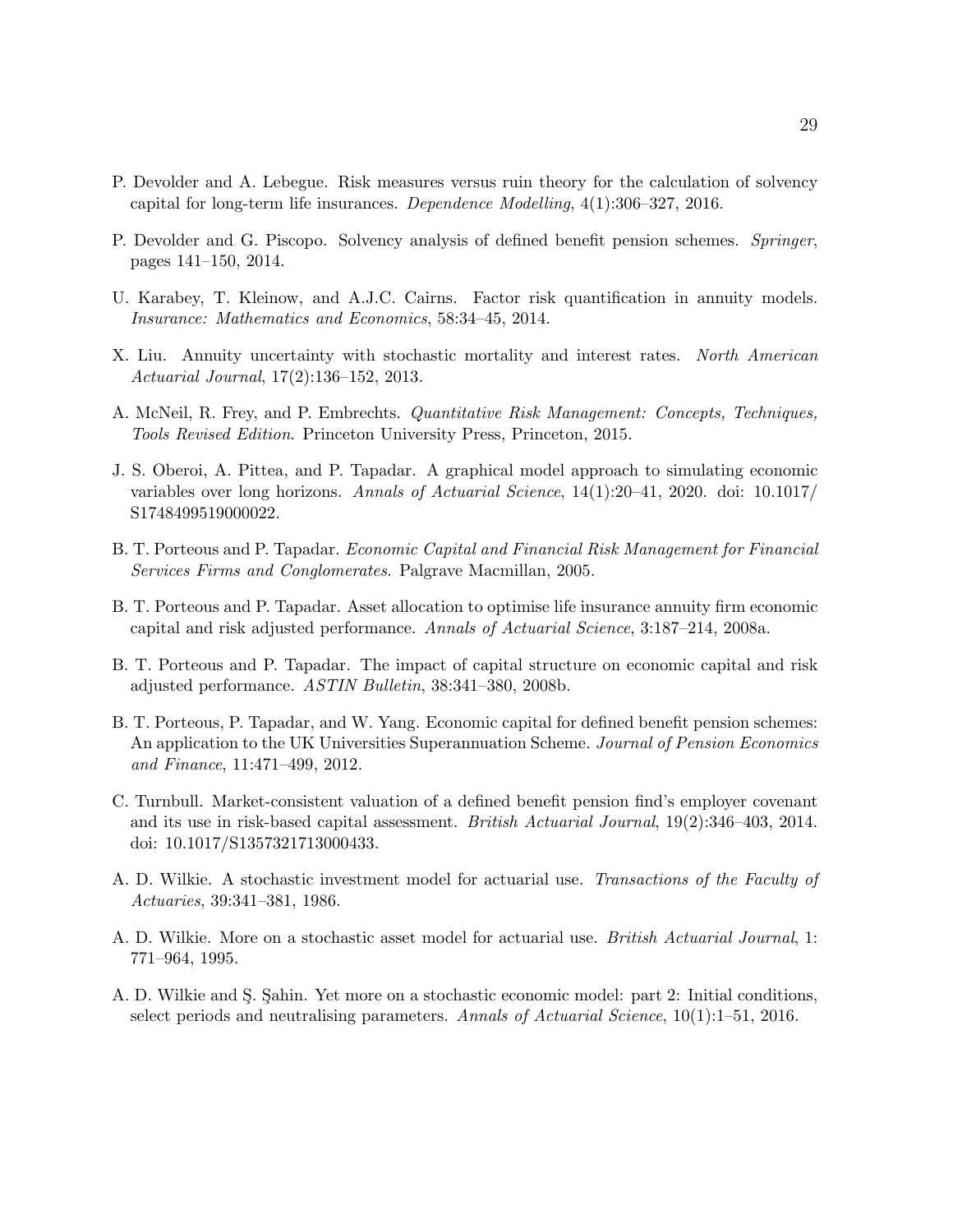P. Devolder and A. Lebegue. Risk measures versus ruin theory for the calculation of solvency capital for long-term life insurances. *Dependence Modelling*, 4(1):306–327, 2016.

P. Devolder and G. Piscopo. Solvency analysis of defined benefit pension schemes. *Springer*, pages 141–150, 2014.

U. Karabey, T. Kleinow, and A.J.C. Cairns. Factor risk quantification in annuity models. *Insurance: Mathematics and Economics*, 58:34–45, 2014.

X. Liu. Annuity uncertainty with stochastic mortality and interest rates. *North American Actuarial Journal*, 17(2):136–152, 2013.

A. McNeil, R. Frey, and P. Embrechts. *Quantitative Risk Management: Concepts, Techniques, Tools Revised Edition*. Princeton University Press, Princeton, 2015.

J. S. Oberoi, A. Pittea, and P. Tapadar. A graphical model approach to simulating economic variables over long horizons. *Annals of Actuarial Science*, 14(1):20–41, 2020. doi: 10.1017/S1748499519000022.

B. T. Porteous and P. Tapadar. *Economic Capital and Financial Risk Management for Financial Services Firms and Conglomerates*. Palgrave Macmillan, 2005.

B. T. Porteous and P. Tapadar. Asset allocation to optimise life insurance annuity firm economic capital and risk adjusted performance. *Annals of Actuarial Science*, 3:187–214, 2008a.

B. T. Porteous and P. Tapadar. The impact of capital structure on economic capital and risk adjusted performance. *ASTIN Bulletin*, 38:341–380, 2008b.

B. T. Porteous, P. Tapadar, and W. Yang. Economic capital for defined benefit pension schemes: An application to the UK Universities Superannuation Scheme. *Journal of Pension Economics and Finance*, 11:471–499, 2012.

C. Turnbull. Market-consistent valuation of a defined benefit pension find's employer covenant and its use in risk-based capital assessment. *British Actuarial Journal*, 19(2):346–403, 2014. doi: 10.1017/S1357321713000433.

A. D. Wilkie. A stochastic investment model for actuarial use. *Transactions of the Faculty of Actuaries*, 39:341–381, 1986.

A. D. Wilkie. More on a stochastic asset model for actuarial use. *British Actuarial Journal*, 1: 771–964, 1995.

A. D. Wilkie and Ş. Şahin. Yet more on a stochastic economic model: part 2: Initial conditions, select periods and neutralising parameters. *Annals of Actuarial Science*, 10(1):1–51, 2016.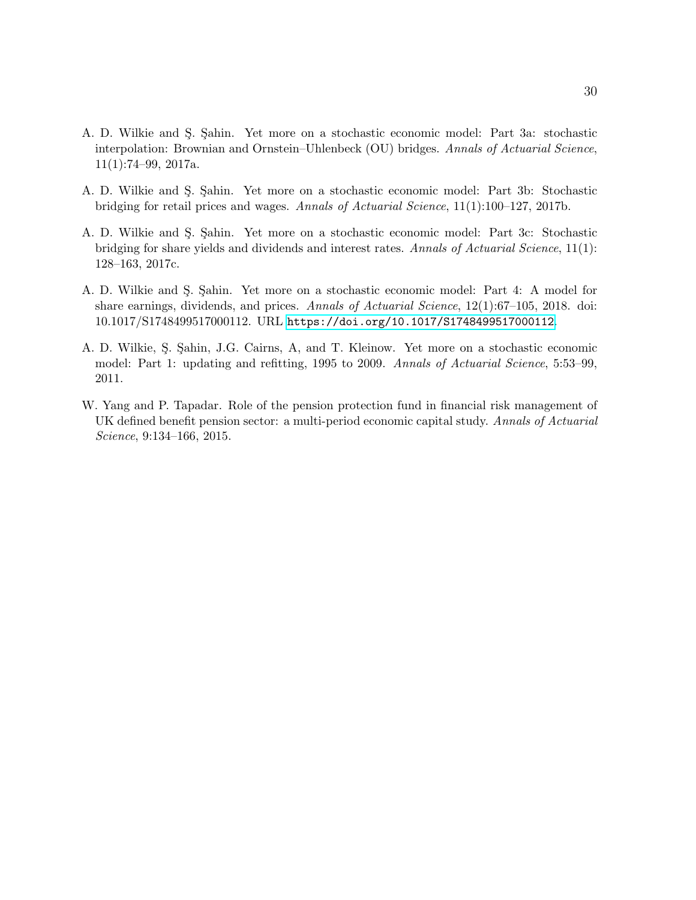A. D. Wilkie and Ş. Şahin. Yet more on a stochastic economic model: Part 3a: stochastic interpolation: Brownian and Ornstein–Uhlenbeck (OU) bridges. *Annals of Actuarial Science*, 11(1):74–99, 2017a.

A. D. Wilkie and Ş. Şahin. Yet more on a stochastic economic model: Part 3b: Stochastic bridging for retail prices and wages. *Annals of Actuarial Science*, 11(1):100–127, 2017b.

A. D. Wilkie and Ş. Şahin. Yet more on a stochastic economic model: Part 3c: Stochastic bridging for share yields and dividends and interest rates. *Annals of Actuarial Science*, 11(1): 128–163, 2017c.

A. D. Wilkie and Ş. Şahin. Yet more on a stochastic economic model: Part 4: A model for share earnings, dividends, and prices. *Annals of Actuarial Science*, 12(1):67–105, 2018. doi: 10.1017/S1748499517000112. URL https://doi.org/10.1017/S1748499517000112.

A. D. Wilkie, Ş. Şahin, J.G. Cairns, A, and T. Kleinow. Yet more on a stochastic economic model: Part 1: updating and refitting, 1995 to 2009. *Annals of Actuarial Science*, 5:53–99, 2011.

W. Yang and P. Tapadar. Role of the pension protection fund in financial risk management of UK defined benefit pension sector: a multi-period economic capital study. *Annals of Actuarial Science*, 9:134–166, 2015.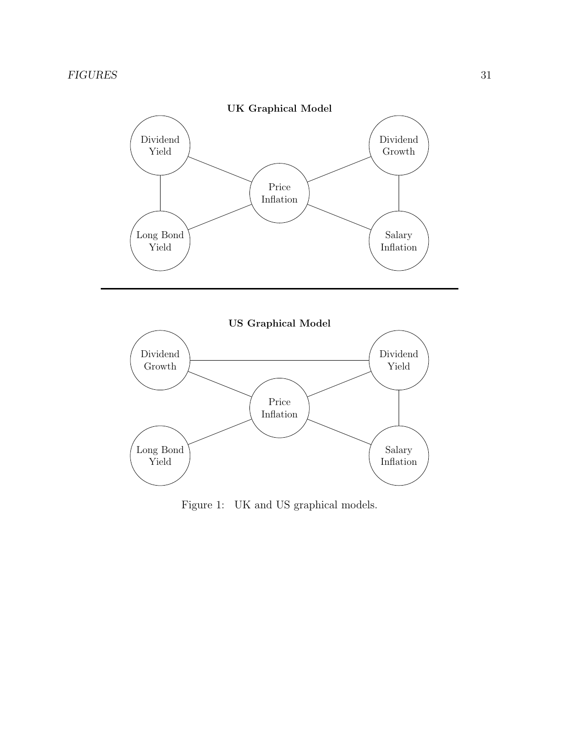**UK Graphical Model**

**US Graphical Model**

Figure 1: UK and US graphical models.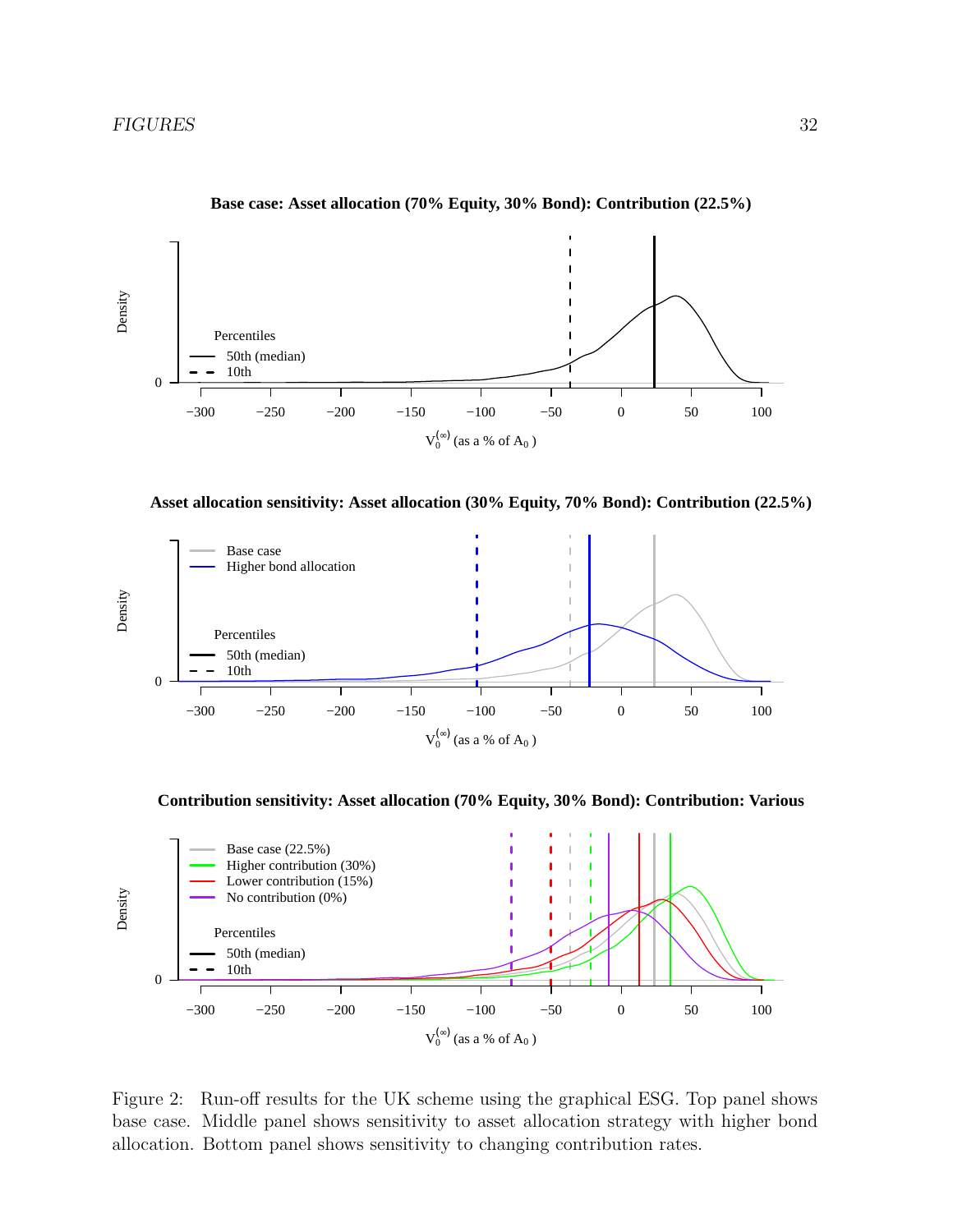Figure 2: Run-off results for the UK scheme using the graphical ESG. Top panel shows base case. Middle panel shows sensitivity to asset allocation strategy with higher bond allocation. Bottom panel shows sensitivity to changing contribution rates.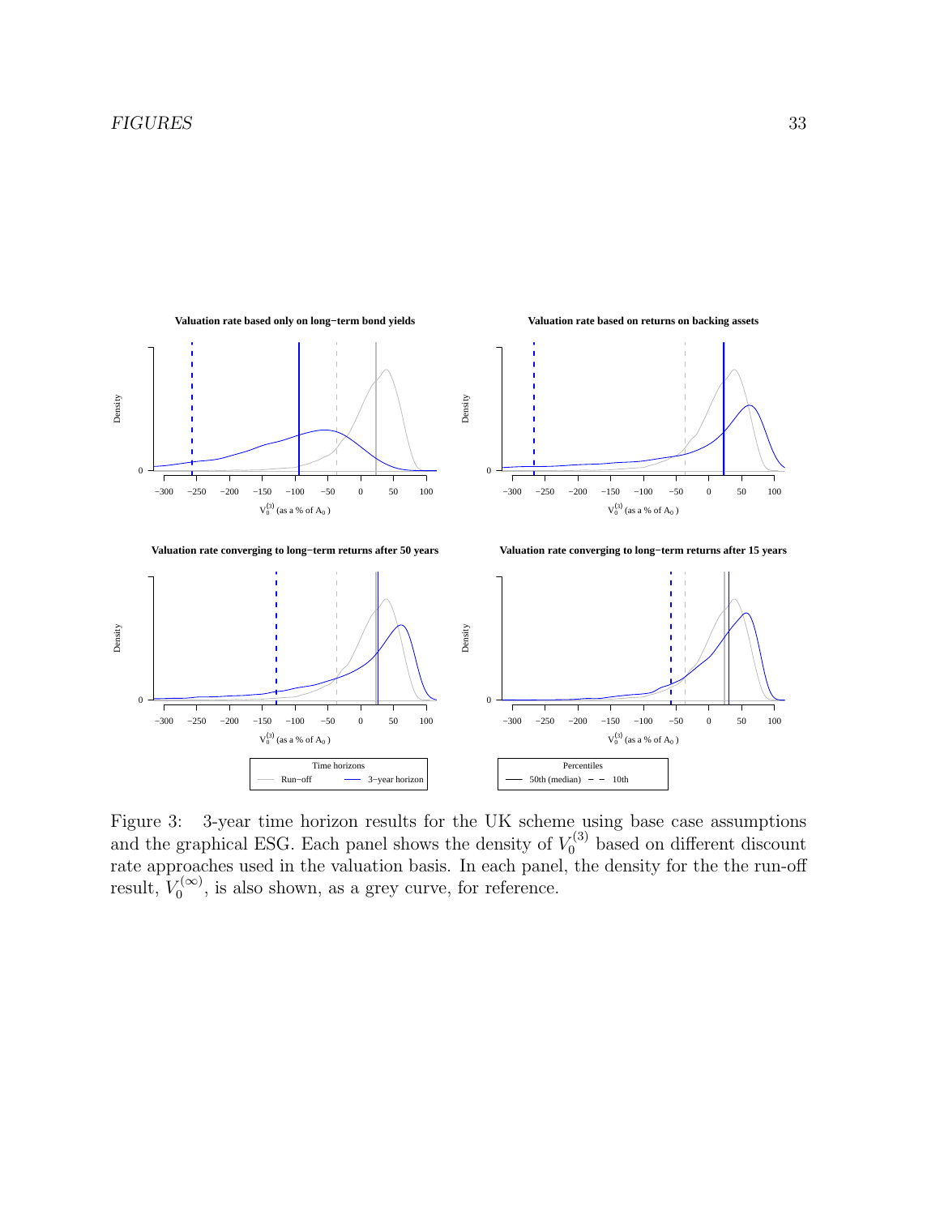Figure 3: 3-year time horizon results for the UK scheme using base case assumptions and the graphical ESG. Each panel shows the density of $V_0^{(3)}$ based on different discount rate approaches used in the valuation basis. In each panel, the density for the the run-off result, $V_0^{(\infty)}$, is also shown, as a grey curve, for reference.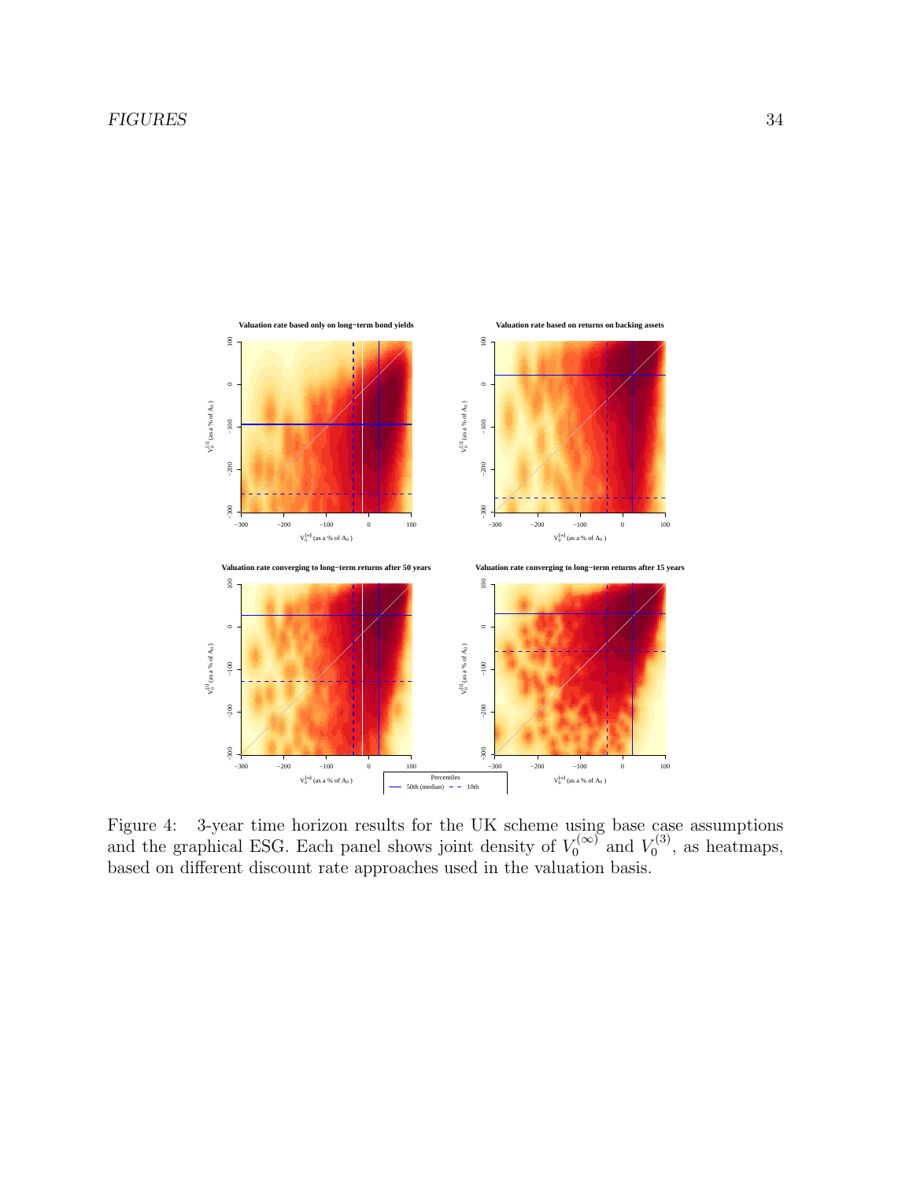Figure 4: 3-year time horizon results for the UK scheme using base case assumptions and the graphical ESG. Each panel shows joint density of $V_0^{(\infty)}$ and $V_0^{(3)}$, as heatmaps, based on different discount rate approaches used in the valuation basis.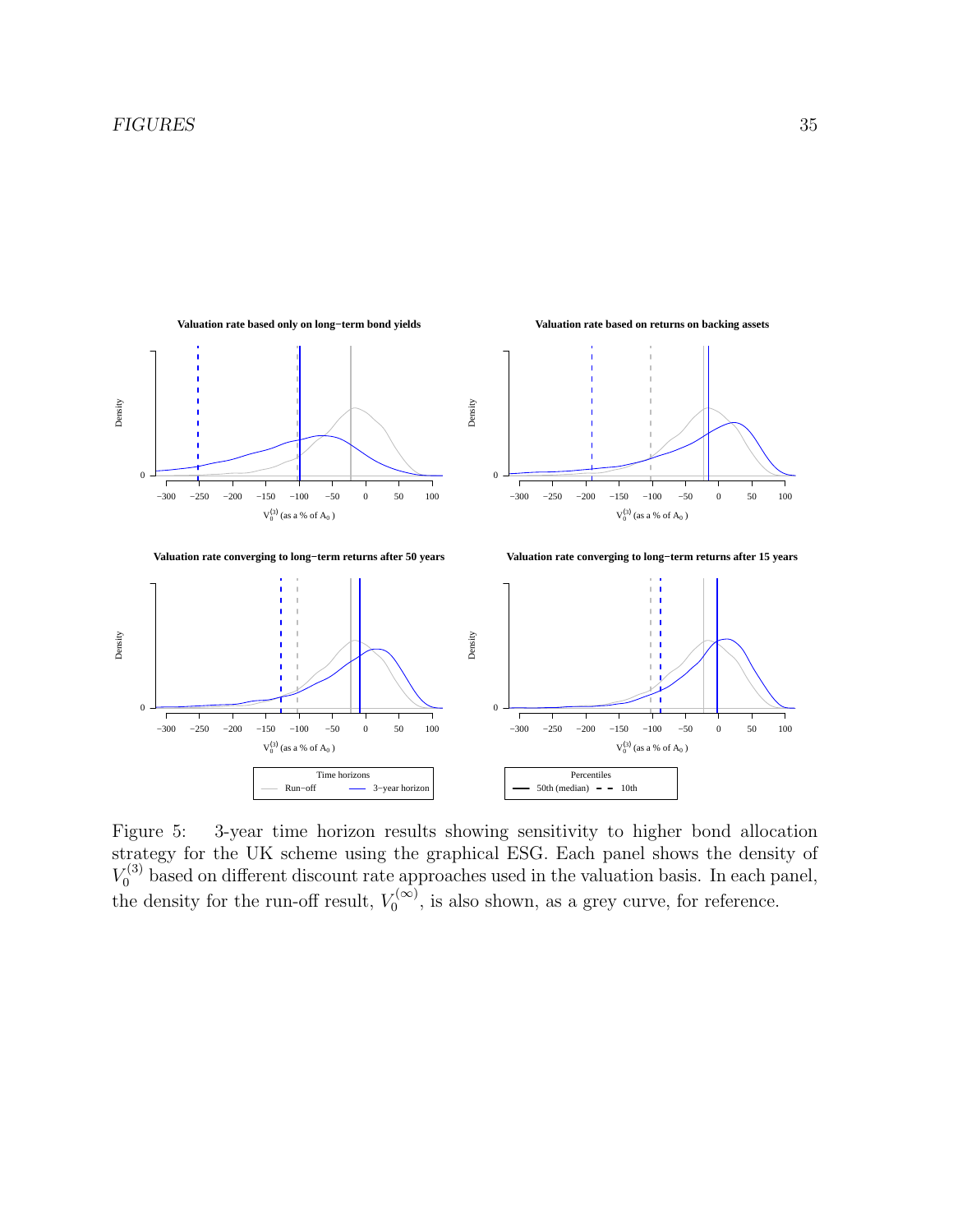Figure 5: 3-year time horizon results showing sensitivity to higher bond allocation strategy for the UK scheme using the graphical ESG. Each panel shows the density of $V_0^{(3)}$ based on different discount rate approaches used in the valuation basis. In each panel, the density for the run-off result, $V_0^{(\infty)}$, is also shown, as a grey curve, for reference.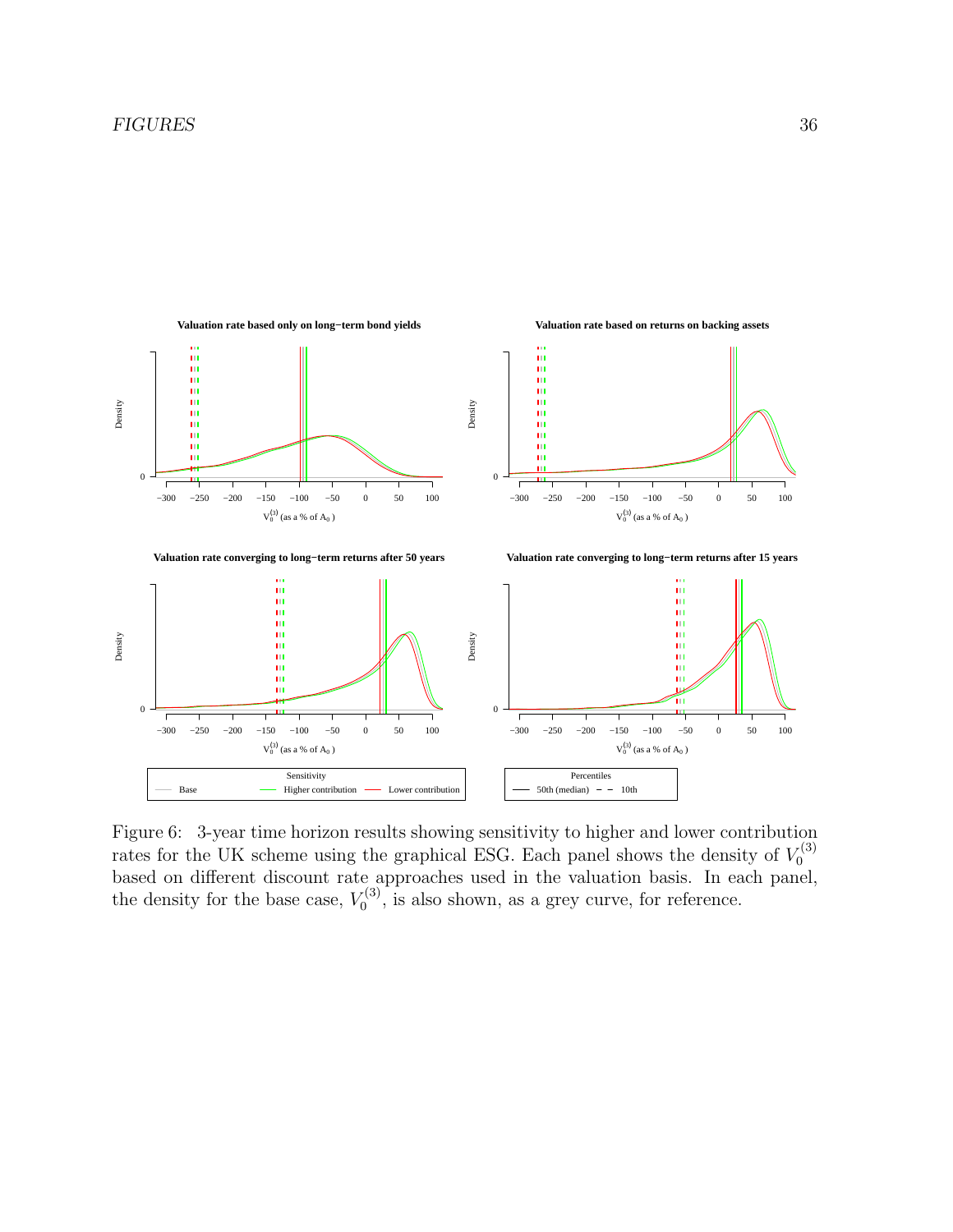Figure 6: 3-year time horizon results showing sensitivity to higher and lower contribution rates for the UK scheme using the graphical ESG. Each panel shows the density of $V_0^{(3)}$ based on different discount rate approaches used in the valuation basis. In each panel, the density for the base case, $V_0^{(3)}$, is also shown, as a grey curve, for reference.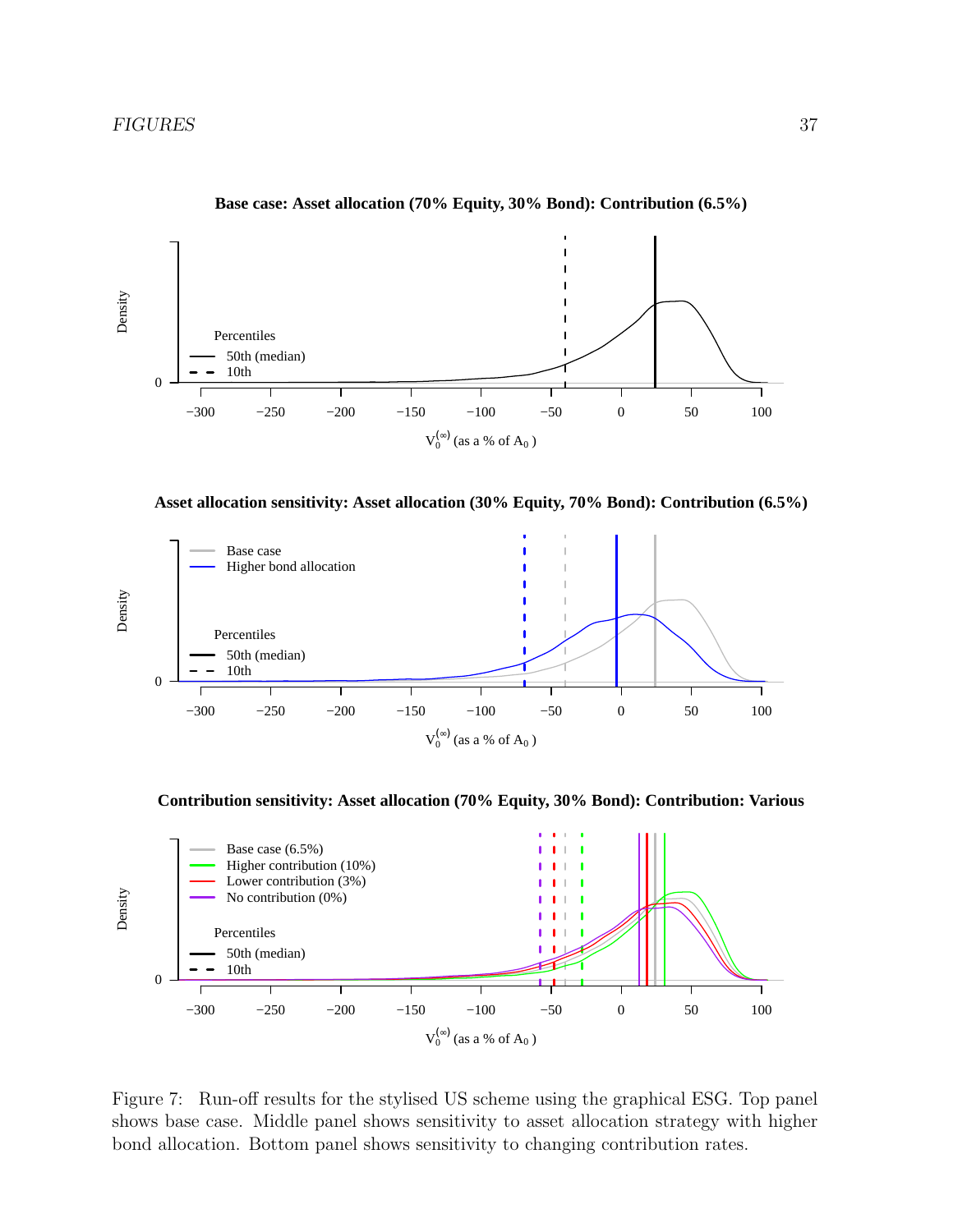Figure 7: Run-off results for the stylised US scheme using the graphical ESG. Top panel shows base case. Middle panel shows sensitivity to asset allocation strategy with higher bond allocation. Bottom panel shows sensitivity to changing contribution rates.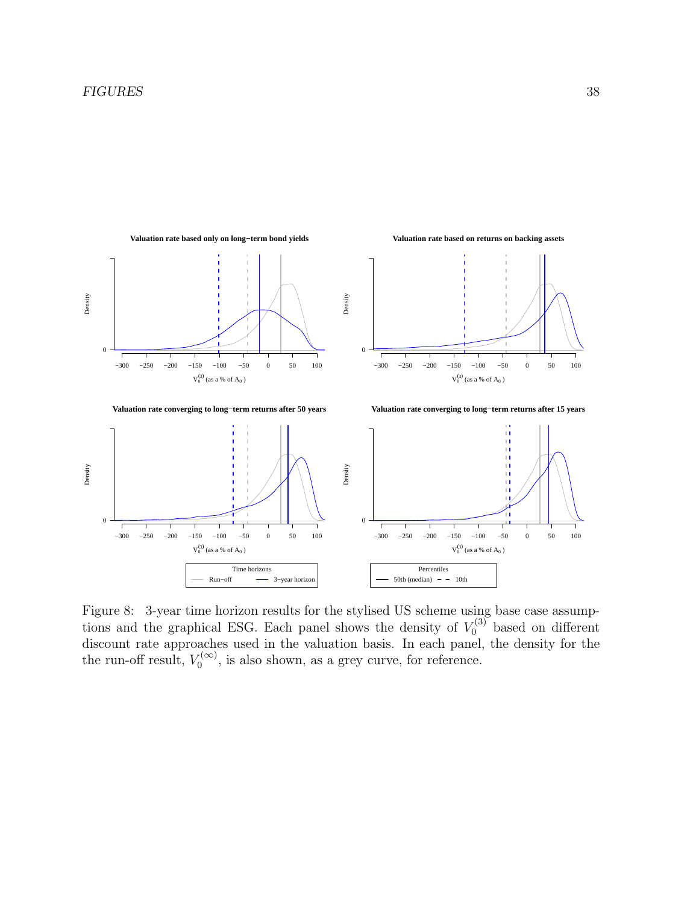Figure 8: 3-year time horizon results for the stylised US scheme using base case assumptions and the graphical ESG. Each panel shows the density of $V_0^{(3)}$ based on different discount rate approaches used in the valuation basis. In each panel, the density for the the run-off result, $V_0^{(\infty)}$, is also shown, as a grey curve, for reference.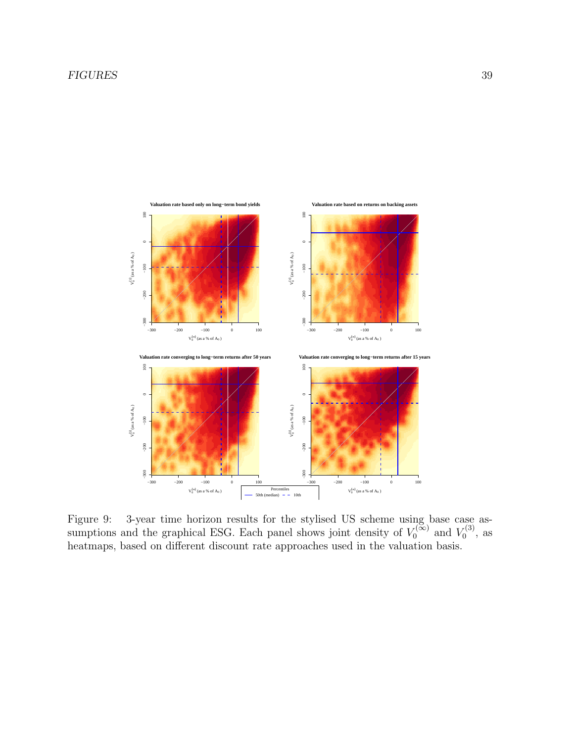Figure 9: 3-year time horizon results for the stylised US scheme using base case assumptions and the graphical ESG. Each panel shows joint density of $V_0^{(\infty)}$ and $V_0^{(3)}$, as heatmaps, based on different discount rate approaches used in the valuation basis.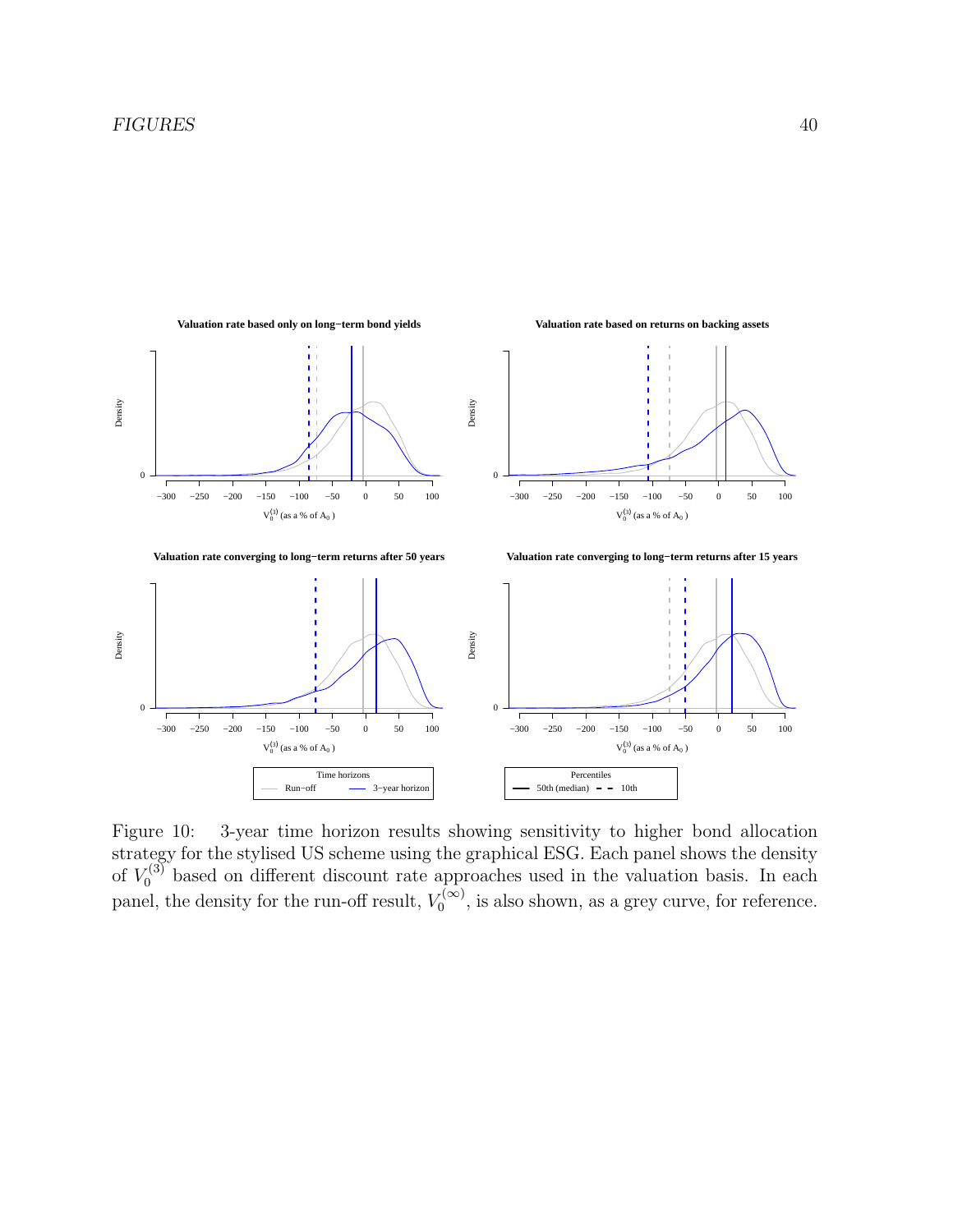Figure 10: 3-year time horizon results showing sensitivity to higher bond allocation strategy for the stylised US scheme using the graphical ESG. Each panel shows the density of $V_0^{(3)}$ based on different discount rate approaches used in the valuation basis. In each panel, the density for the run-off result, $V_0^{(\infty)}$, is also shown, as a grey curve, for reference.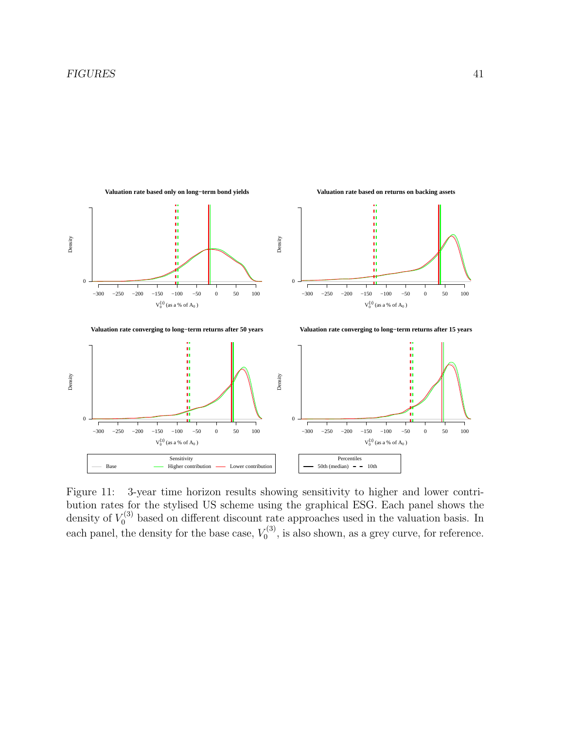Valuation rate based only on long−term bond yields

Density

0

−300 −250 −200 −150 −100 −50 0 50 100

$V_0^{(3)}$ (as a % of $A_0$ )

Valuation rate based on returns on backing assets

Density

0

−300 −250 −200 −150 −100 −50 0 50 100

$V_0^{(3)}$ (as a % of $A_0$ )

Valuation rate converging to long−term returns after 50 years

Density

0

−300 −250 −200 −150 −100 −50 0 50 100

$V_0^{(3)}$ (as a % of $A_0$ )

Valuation rate converging to long−term returns after 15 years

Density

0

−300 −250 −200 −150 −100 −50 0 50 100

$V_0^{(3)}$ (as a % of $A_0$ )

Sensitivity

Base    Higher contribution    Lower contribution

Percentiles

50th (median)    10th

Figure 11: 3-year time horizon results showing sensitivity to higher and lower contribution rates for the stylised US scheme using the graphical ESG. Each panel shows the density of $V_0^{(3)}$ based on different discount rate approaches used in the valuation basis. In each panel, the density for the base case, $V_0^{(3)}$, is also shown, as a grey curve, for reference.